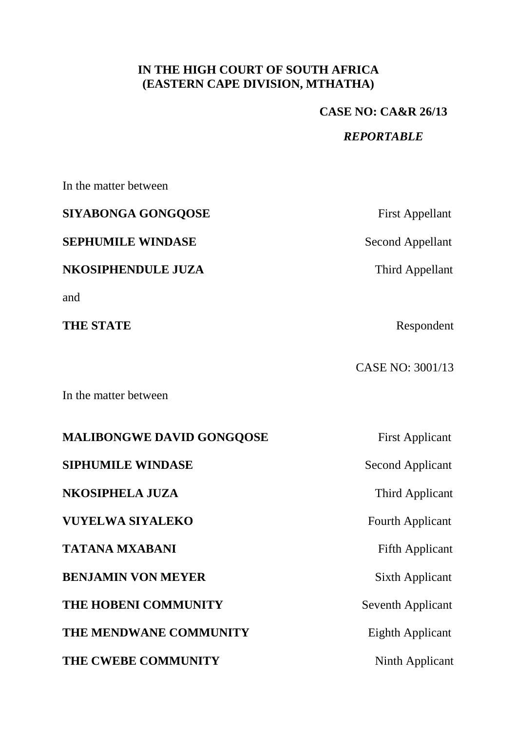**IN THE HIGH COURT OF SOUTH AFRICA**
**(EASTERN CAPE DIVISION, MTHATHA)**

**CASE NO: CA&R 26/13**

***REPORTABLE***

In the matter between

| | |
|---|---|
| **SIYABONGA GONGQOSE** | First Appellant |
| **SEPHUMILE WINDASE** | Second Appellant |
| **NKOSIPHENDULE JUZA** | Third Appellant |

and

| | |
|---|---|
| **THE STATE** | Respondent |

CASE NO: 3001/13

In the matter between

| | |
|---|---|
| **MALIBONGWE DAVID GONGQOSE** | First Applicant |
| **SIPHUMILE WINDASE** | Second Applicant |
| **NKOSIPHELA JUZA** | Third Applicant |
| **VUYELWA SIYALEKO** | Fourth Applicant |
| **TATANA MXABANI** | Fifth Applicant |
| **BENJAMIN VON MEYER** | Sixth Applicant |
| **THE HOBENI COMMUNITY** | Seventh Applicant |
| **THE MENDWANE COMMUNITY** | Eighth Applicant |
| **THE CWEBE COMMUNITY** | Ninth Applicant |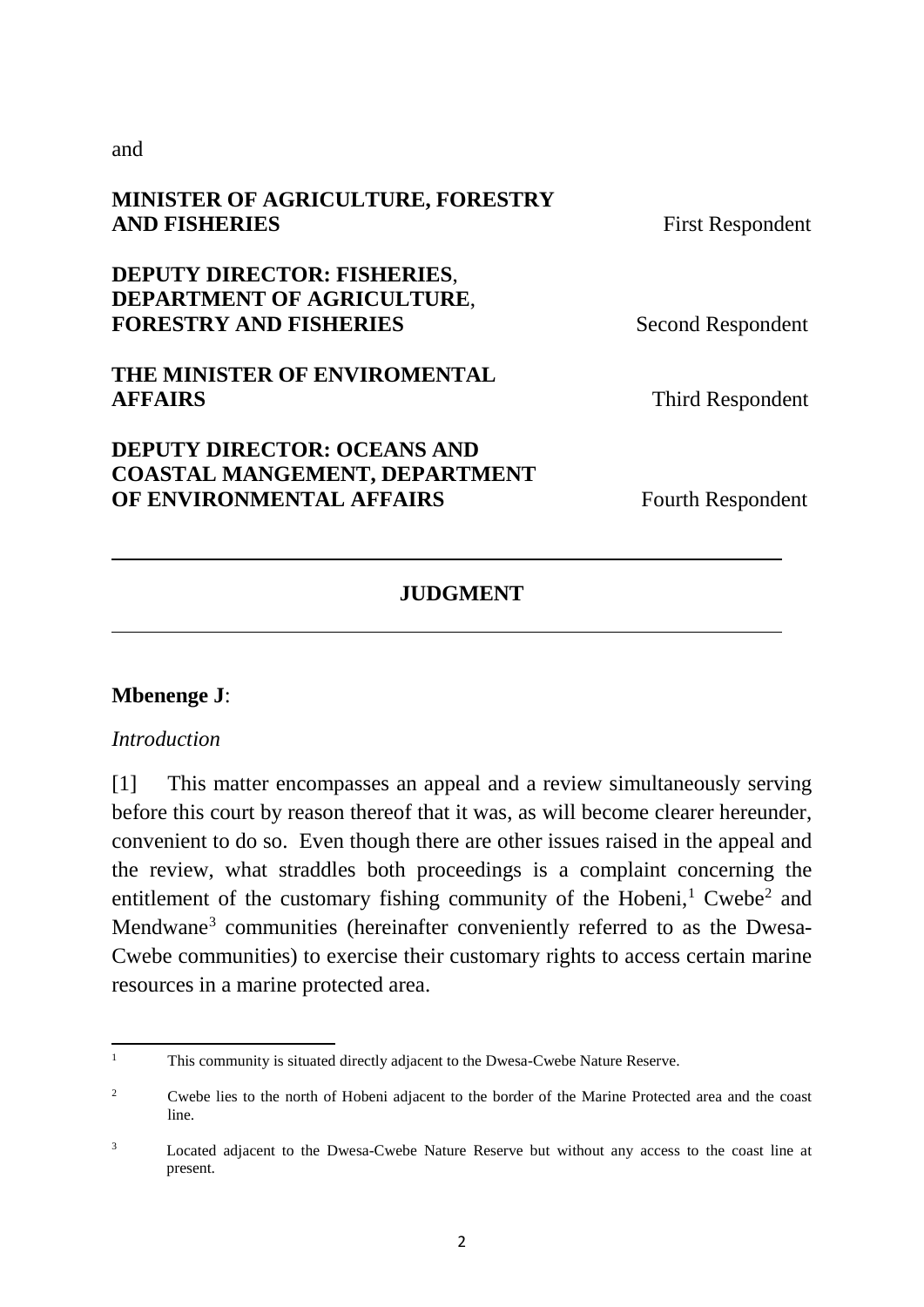and

**MINISTER OF AGRICULTURE, FORESTRY AND FISHERIES** First Respondent

**DEPUTY DIRECTOR: FISHERIES**, **DEPARTMENT OF AGRICULTURE**, **FORESTRY AND FISHERIES** Second Respondent

**THE MINISTER OF ENVIROMENTAL AFFAIRS** Third Respondent

**DEPUTY DIRECTOR: OCEANS AND COASTAL MANGEMENT, DEPARTMENT OF ENVIRONMENTAL AFFAIRS** Fourth Respondent

---

## JUDGMENT

---

**Mbenenge J**:

*Introduction*

[1] This matter encompasses an appeal and a review simultaneously serving before this court by reason thereof that it was, as will become clearer hereunder, convenient to do so. Even though there are other issues raised in the appeal and the review, what straddles both proceedings is a complaint concerning the entitlement of the customary fishing community of the Hobeni,[1] Cwebe[2] and Mendwane[3] communities (hereinafter conveniently referred to as the Dwesa-Cwebe communities) to exercise their customary rights to access certain marine resources in a marine protected area.

---

[1] This community is situated directly adjacent to the Dwesa-Cwebe Nature Reserve.

[2] Cwebe lies to the north of Hobeni adjacent to the border of the Marine Protected area and the coast line.

[3] Located adjacent to the Dwesa-Cwebe Nature Reserve but without any access to the coast line at present.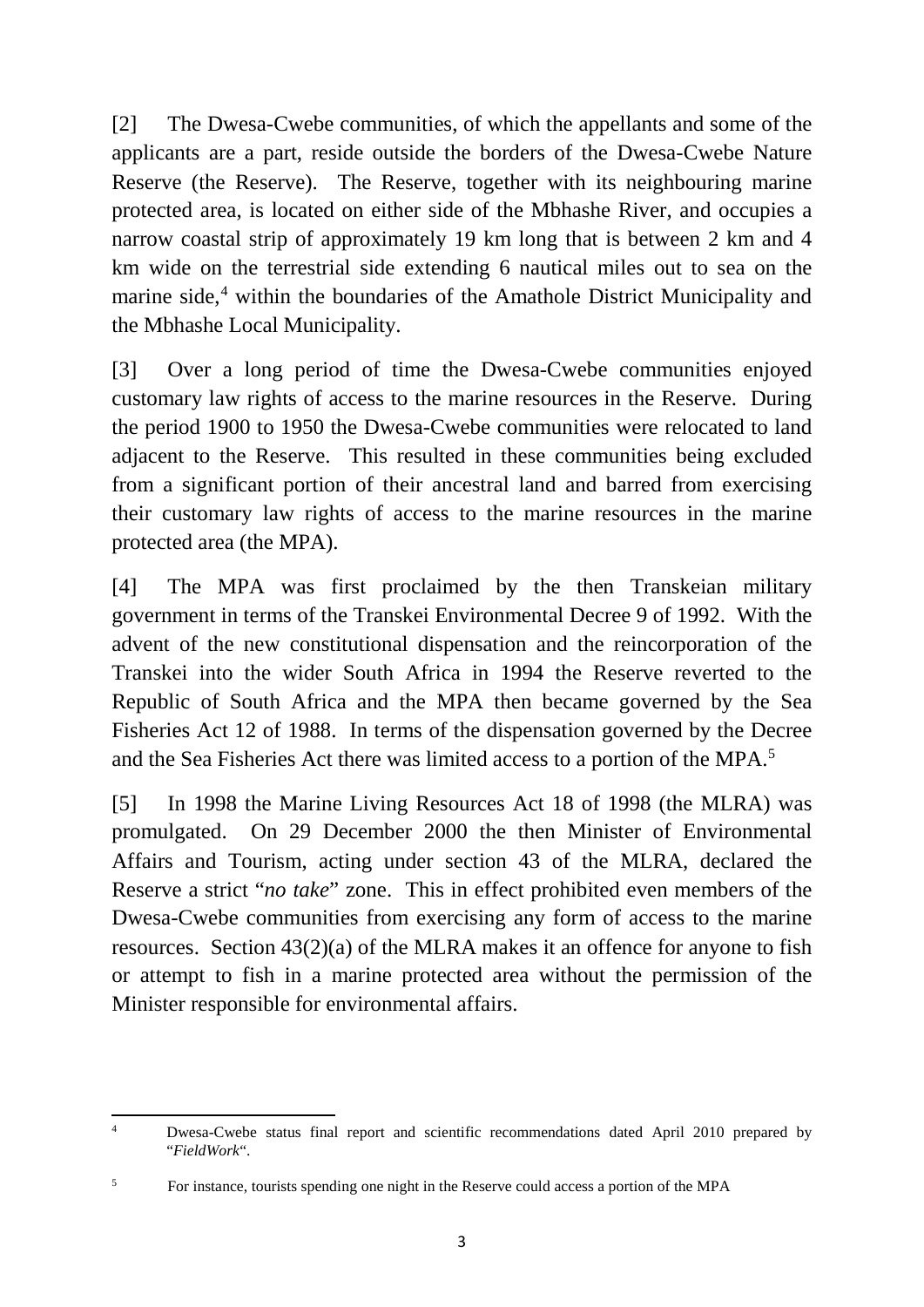[2] The Dwesa-Cwebe communities, of which the appellants and some of the applicants are a part, reside outside the borders of the Dwesa-Cwebe Nature Reserve (the Reserve). The Reserve, together with its neighbouring marine protected area, is located on either side of the Mbhashe River, and occupies a narrow coastal strip of approximately 19 km long that is between 2 km and 4 km wide on the terrestrial side extending 6 nautical miles out to sea on the marine side,[4] within the boundaries of the Amathole District Municipality and the Mbhashe Local Municipality.

[3] Over a long period of time the Dwesa-Cwebe communities enjoyed customary law rights of access to the marine resources in the Reserve. During the period 1900 to 1950 the Dwesa-Cwebe communities were relocated to land adjacent to the Reserve. This resulted in these communities being excluded from a significant portion of their ancestral land and barred from exercising their customary law rights of access to the marine resources in the marine protected area (the MPA).

[4] The MPA was first proclaimed by the then Transkeian military government in terms of the Transkei Environmental Decree 9 of 1992. With the advent of the new constitutional dispensation and the reincorporation of the Transkei into the wider South Africa in 1994 the Reserve reverted to the Republic of South Africa and the MPA then became governed by the Sea Fisheries Act 12 of 1988. In terms of the dispensation governed by the Decree and the Sea Fisheries Act there was limited access to a portion of the MPA.[5]

[5] In 1998 the Marine Living Resources Act 18 of 1998 (the MLRA) was promulgated. On 29 December 2000 the then Minister of Environmental Affairs and Tourism, acting under section 43 of the MLRA, declared the Reserve a strict "*no take*" zone. This in effect prohibited even members of the Dwesa-Cwebe communities from exercising any form of access to the marine resources. Section 43(2)(a) of the MLRA makes it an offence for anyone to fish or attempt to fish in a marine protected area without the permission of the Minister responsible for environmental affairs.

---

[4] Dwesa-Cwebe status final report and scientific recommendations dated April 2010 prepared by "*FieldWork*".

[5] For instance, tourists spending one night in the Reserve could access a portion of the MPA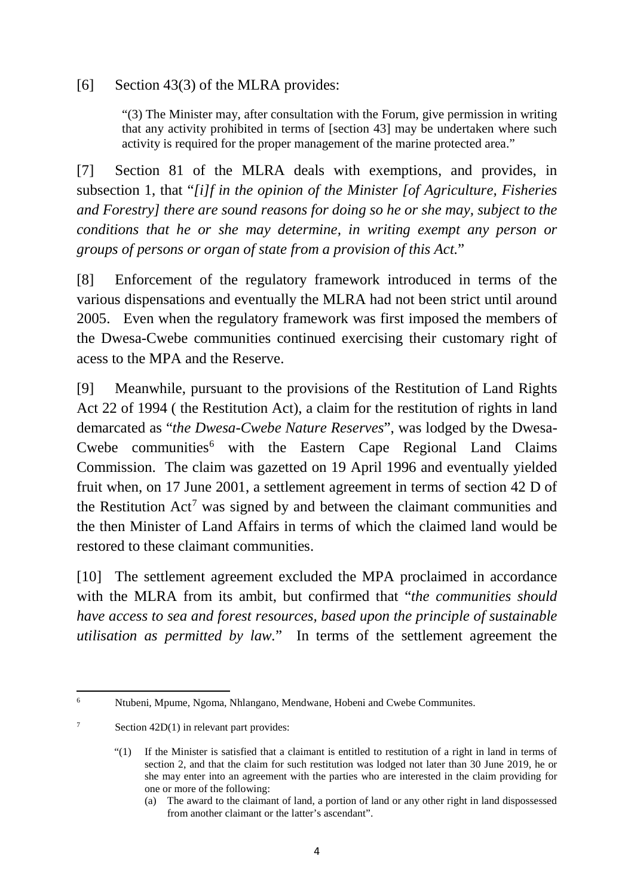[6] Section 43(3) of the MLRA provides:

> "(3) The Minister may, after consultation with the Forum, give permission in writing that any activity prohibited in terms of [section 43] may be undertaken where such activity is required for the proper management of the marine protected area."

[7] Section 81 of the MLRA deals with exemptions, and provides, in subsection 1, that "*[i]f in the opinion of the Minister [of Agriculture, Fisheries and Forestry] there are sound reasons for doing so he or she may, subject to the conditions that he or she may determine, in writing exempt any person or groups of persons or organ of state from a provision of this Act.*"

[8] Enforcement of the regulatory framework introduced in terms of the various dispensations and eventually the MLRA had not been strict until around 2005. Even when the regulatory framework was first imposed the members of the Dwesa-Cwebe communities continued exercising their customary right of acess to the MPA and the Reserve.

[9] Meanwhile, pursuant to the provisions of the Restitution of Land Rights Act 22 of 1994 ( the Restitution Act), a claim for the restitution of rights in land demarcated as "*the Dwesa-Cwebe Nature Reserves*", was lodged by the Dwesa-Cwebe communities[6] with the Eastern Cape Regional Land Claims Commission. The claim was gazetted on 19 April 1996 and eventually yielded fruit when, on 17 June 2001, a settlement agreement in terms of section 42 D of the Restitution Act[7] was signed by and between the claimant communities and the then Minister of Land Affairs in terms of which the claimed land would be restored to these claimant communities.

[10] The settlement agreement excluded the MPA proclaimed in accordance with the MLRA from its ambit, but confirmed that "*the communities should have access to sea and forest resources, based upon the principle of sustainable utilisation as permitted by law.*" In terms of the settlement agreement the

---

[6] Ntubeni, Mpume, Ngoma, Nhlangano, Mendwane, Hobeni and Cwebe Communites.

[7] Section 42D(1) in relevant part provides:

> "(1) If the Minister is satisfied that a claimant is entitled to restitution of a right in land in terms of section 2, and that the claim for such restitution was lodged not later than 30 June 2019, he or she may enter into an agreement with the parties who are interested in the claim providing for one or more of the following:
>
> (a) The award to the claimant of land, a portion of land or any other right in land dispossessed from another claimant or the latter's ascendant".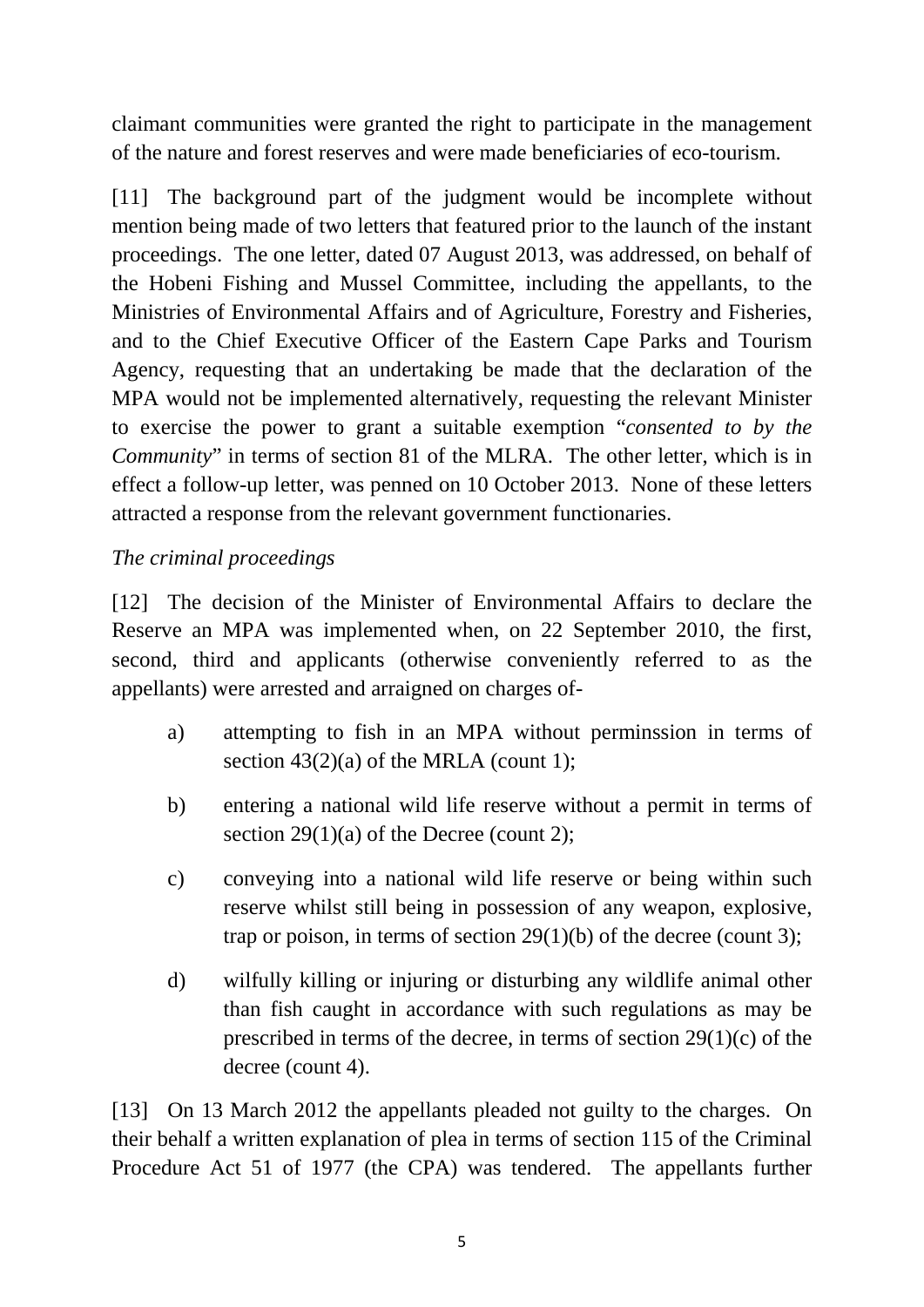claimant communities were granted the right to participate in the management of the nature and forest reserves and were made beneficiaries of eco-tourism.

[11] The background part of the judgment would be incomplete without mention being made of two letters that featured prior to the launch of the instant proceedings. The one letter, dated 07 August 2013, was addressed, on behalf of the Hobeni Fishing and Mussel Committee, including the appellants, to the Ministries of Environmental Affairs and of Agriculture, Forestry and Fisheries, and to the Chief Executive Officer of the Eastern Cape Parks and Tourism Agency, requesting that an undertaking be made that the declaration of the MPA would not be implemented alternatively, requesting the relevant Minister to exercise the power to grant a suitable exemption "*consented to by the Community*" in terms of section 81 of the MLRA. The other letter, which is in effect a follow-up letter, was penned on 10 October 2013. None of these letters attracted a response from the relevant government functionaries.

*The criminal proceedings*

[12] The decision of the Minister of Environmental Affairs to declare the Reserve an MPA was implemented when, on 22 September 2010, the first, second, third and applicants (otherwise conveniently referred to as the appellants) were arrested and arraigned on charges of-

a) attempting to fish in an MPA without perminssion in terms of section 43(2)(a) of the MRLA (count 1);

b) entering a national wild life reserve without a permit in terms of section 29(1)(a) of the Decree (count 2);

c) conveying into a national wild life reserve or being within such reserve whilst still being in possession of any weapon, explosive, trap or poison, in terms of section 29(1)(b) of the decree (count 3);

d) wilfully killing or injuring or disturbing any wildlife animal other than fish caught in accordance with such regulations as may be prescribed in terms of the decree, in terms of section 29(1)(c) of the decree (count 4).

[13] On 13 March 2012 the appellants pleaded not guilty to the charges. On their behalf a written explanation of plea in terms of section 115 of the Criminal Procedure Act 51 of 1977 (the CPA) was tendered. The appellants further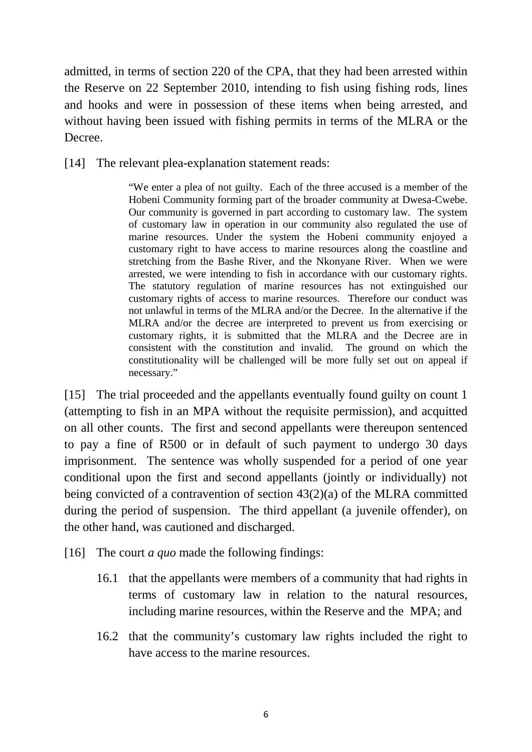admitted, in terms of section 220 of the CPA, that they had been arrested within the Reserve on 22 September 2010, intending to fish using fishing rods, lines and hooks and were in possession of these items when being arrested, and without having been issued with fishing permits in terms of the MLRA or the Decree.

[14] The relevant plea-explanation statement reads:

> "We enter a plea of not guilty. Each of the three accused is a member of the Hobeni Community forming part of the broader community at Dwesa-Cwebe. Our community is governed in part according to customary law. The system of customary law in operation in our community also regulated the use of marine resources. Under the system the Hobeni community enjoyed a customary right to have access to marine resources along the coastline and stretching from the Bashe River, and the Nkonyane River. When we were arrested, we were intending to fish in accordance with our customary rights. The statutory regulation of marine resources has not extinguished our customary rights of access to marine resources. Therefore our conduct was not unlawful in terms of the MLRA and/or the Decree. In the alternative if the MLRA and/or the decree are interpreted to prevent us from exercising or customary rights, it is submitted that the MLRA and the Decree are in consistent with the constitution and invalid. The ground on which the constitutionality will be challenged will be more fully set out on appeal if necessary."

[15] The trial proceeded and the appellants eventually found guilty on count 1 (attempting to fish in an MPA without the requisite permission), and acquitted on all other counts. The first and second appellants were thereupon sentenced to pay a fine of R500 or in default of such payment to undergo 30 days imprisonment. The sentence was wholly suspended for a period of one year conditional upon the first and second appellants (jointly or individually) not being convicted of a contravention of section 43(2)(a) of the MLRA committed during the period of suspension. The third appellant (a juvenile offender), on the other hand, was cautioned and discharged.

[16] The court *a quo* made the following findings:

16.1 that the appellants were members of a community that had rights in terms of customary law in relation to the natural resources, including marine resources, within the Reserve and the MPA; and

16.2 that the community's customary law rights included the right to have access to the marine resources.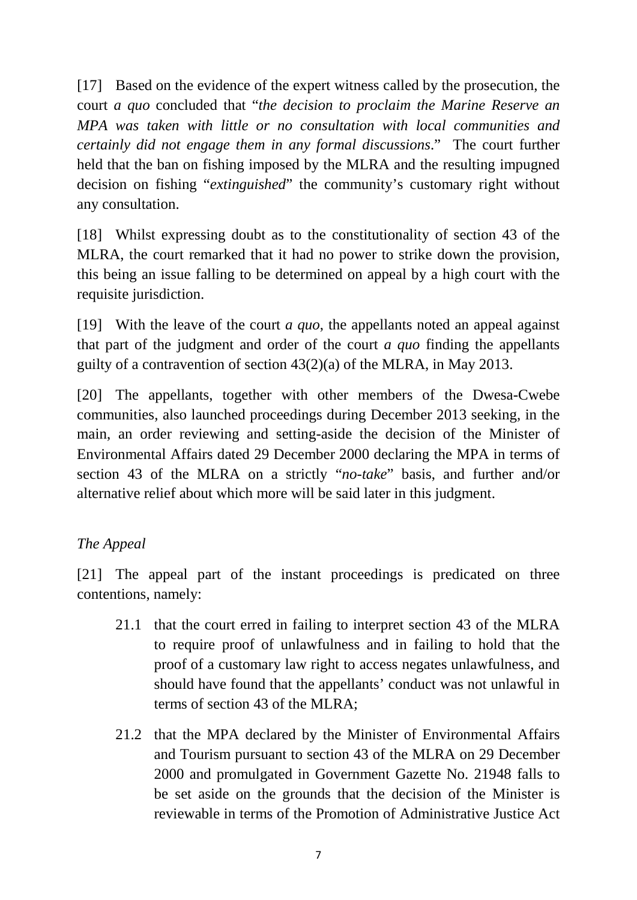[17] Based on the evidence of the expert witness called by the prosecution, the court *a quo* concluded that "*the decision to proclaim the Marine Reserve an MPA was taken with little or no consultation with local communities and certainly did not engage them in any formal discussions*." The court further held that the ban on fishing imposed by the MLRA and the resulting impugned decision on fishing "*extinguished*" the community's customary right without any consultation.

[18] Whilst expressing doubt as to the constitutionality of section 43 of the MLRA, the court remarked that it had no power to strike down the provision, this being an issue falling to be determined on appeal by a high court with the requisite jurisdiction.

[19] With the leave of the court *a quo*, the appellants noted an appeal against that part of the judgment and order of the court *a quo* finding the appellants guilty of a contravention of section 43(2)(a) of the MLRA, in May 2013.

[20] The appellants, together with other members of the Dwesa-Cwebe communities, also launched proceedings during December 2013 seeking, in the main, an order reviewing and setting-aside the decision of the Minister of Environmental Affairs dated 29 December 2000 declaring the MPA in terms of section 43 of the MLRA on a strictly "*no-take*" basis, and further and/or alternative relief about which more will be said later in this judgment.

*The Appeal*

[21] The appeal part of the instant proceedings is predicated on three contentions, namely:

21.1 that the court erred in failing to interpret section 43 of the MLRA to require proof of unlawfulness and in failing to hold that the proof of a customary law right to access negates unlawfulness, and should have found that the appellants' conduct was not unlawful in terms of section 43 of the MLRA;

21.2 that the MPA declared by the Minister of Environmental Affairs and Tourism pursuant to section 43 of the MLRA on 29 December 2000 and promulgated in Government Gazette No. 21948 falls to be set aside on the grounds that the decision of the Minister is reviewable in terms of the Promotion of Administrative Justice Act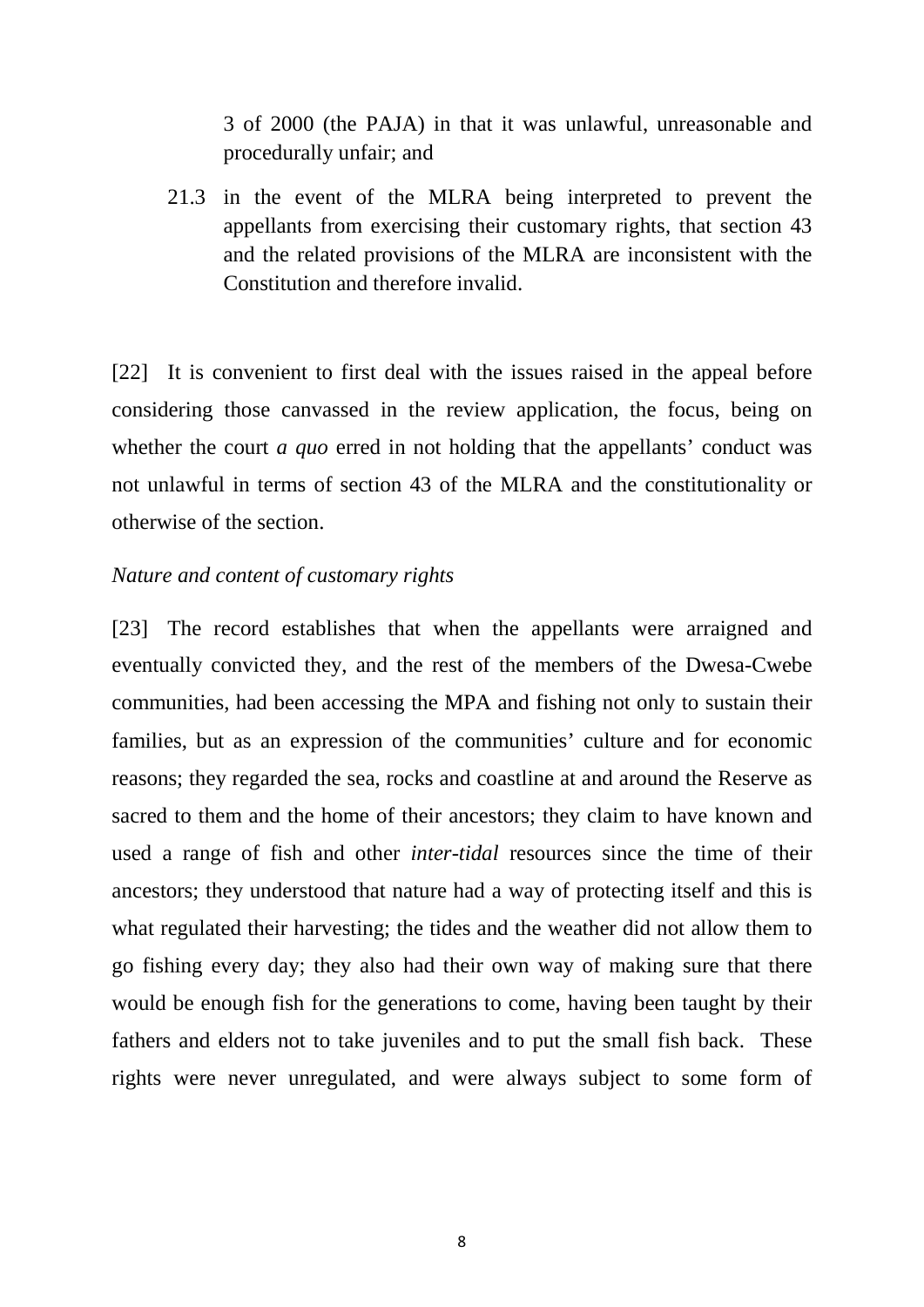3 of 2000 (the PAJA) in that it was unlawful, unreasonable and procedurally unfair; and

21.3 in the event of the MLRA being interpreted to prevent the appellants from exercising their customary rights, that section 43 and the related provisions of the MLRA are inconsistent with the Constitution and therefore invalid.

[22] It is convenient to first deal with the issues raised in the appeal before considering those canvassed in the review application, the focus, being on whether the court *a quo* erred in not holding that the appellants' conduct was not unlawful in terms of section 43 of the MLRA and the constitutionality or otherwise of the section.

*Nature and content of customary rights*

[23] The record establishes that when the appellants were arraigned and eventually convicted they, and the rest of the members of the Dwesa-Cwebe communities, had been accessing the MPA and fishing not only to sustain their families, but as an expression of the communities' culture and for economic reasons; they regarded the sea, rocks and coastline at and around the Reserve as sacred to them and the home of their ancestors; they claim to have known and used a range of fish and other *inter-tidal* resources since the time of their ancestors; they understood that nature had a way of protecting itself and this is what regulated their harvesting; the tides and the weather did not allow them to go fishing every day; they also had their own way of making sure that there would be enough fish for the generations to come, having been taught by their fathers and elders not to take juveniles and to put the small fish back. These rights were never unregulated, and were always subject to some form of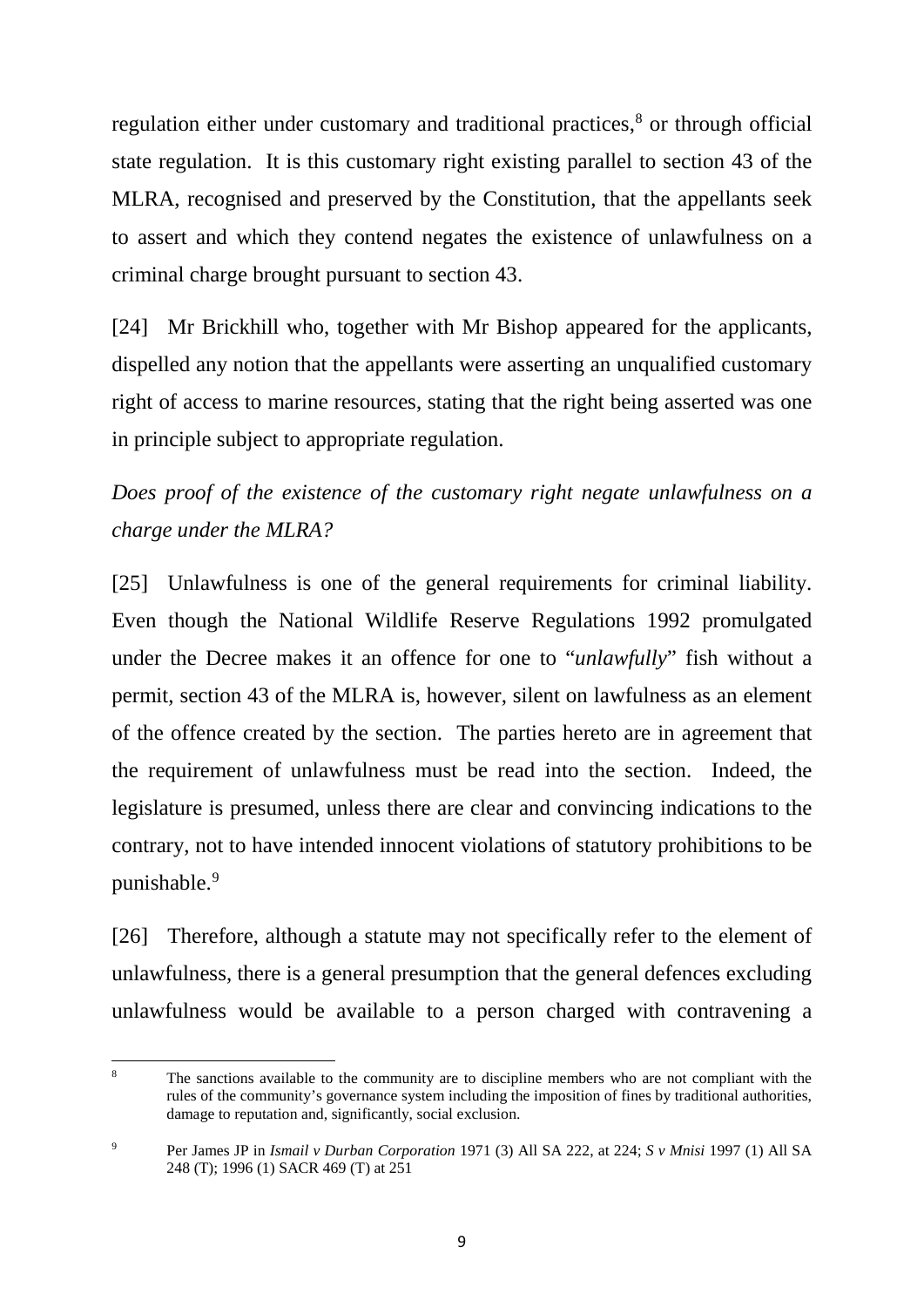regulation either under customary and traditional practices,[8] or through official state regulation. It is this customary right existing parallel to section 43 of the MLRA, recognised and preserved by the Constitution, that the appellants seek to assert and which they contend negates the existence of unlawfulness on a criminal charge brought pursuant to section 43.

[24] Mr Brickhill who, together with Mr Bishop appeared for the applicants, dispelled any notion that the appellants were asserting an unqualified customary right of access to marine resources, stating that the right being asserted was one in principle subject to appropriate regulation.

*Does proof of the existence of the customary right negate unlawfulness on a charge under the MLRA?*

[25] Unlawfulness is one of the general requirements for criminal liability. Even though the National Wildlife Reserve Regulations 1992 promulgated under the Decree makes it an offence for one to "*unlawfully*" fish without a permit, section 43 of the MLRA is, however, silent on lawfulness as an element of the offence created by the section. The parties hereto are in agreement that the requirement of unlawfulness must be read into the section. Indeed, the legislature is presumed, unless there are clear and convincing indications to the contrary, not to have intended innocent violations of statutory prohibitions to be punishable.[9]

[26] Therefore, although a statute may not specifically refer to the element of unlawfulness, there is a general presumption that the general defences excluding unlawfulness would be available to a person charged with contravening a

---

[8] The sanctions available to the community are to discipline members who are not compliant with the rules of the community's governance system including the imposition of fines by traditional authorities, damage to reputation and, significantly, social exclusion.

[9] Per James JP in *Ismail v Durban Corporation* 1971 (3) All SA 222, at 224; *S v Mnisi* 1997 (1) All SA 248 (T); 1996 (1) SACR 469 (T) at 251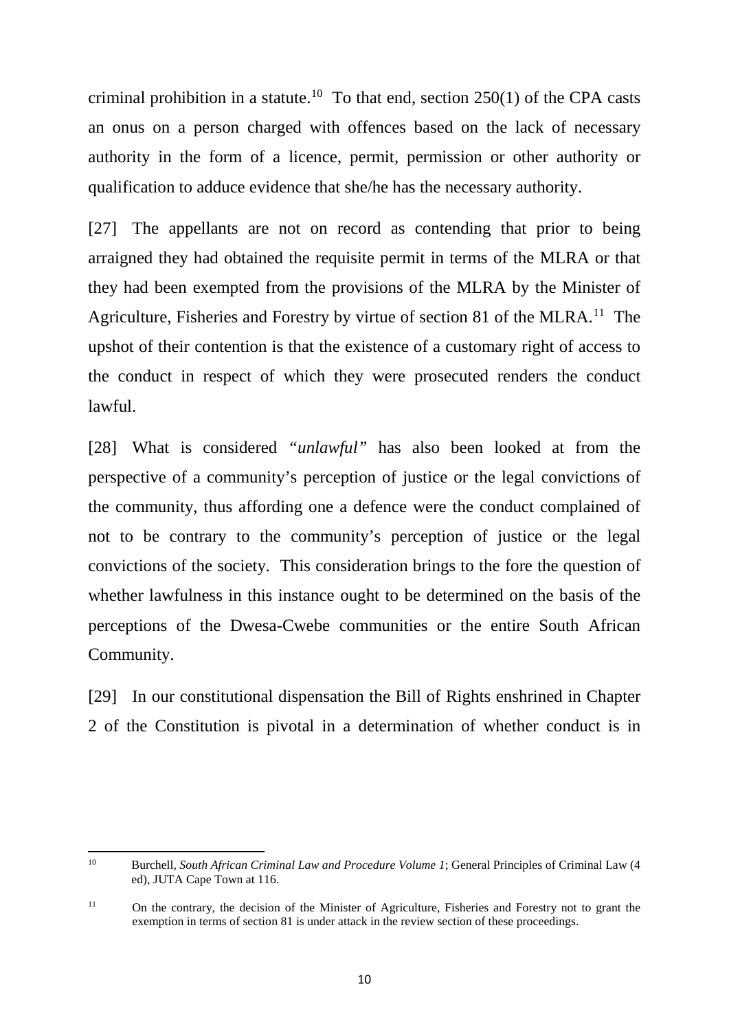criminal prohibition in a statute.[10] To that end, section 250(1) of the CPA casts an onus on a person charged with offences based on the lack of necessary authority in the form of a licence, permit, permission or other authority or qualification to adduce evidence that she/he has the necessary authority.

[27] The appellants are not on record as contending that prior to being arraigned they had obtained the requisite permit in terms of the MLRA or that they had been exempted from the provisions of the MLRA by the Minister of Agriculture, Fisheries and Forestry by virtue of section 81 of the MLRA.[11] The upshot of their contention is that the existence of a customary right of access to the conduct in respect of which they were prosecuted renders the conduct lawful.

[28] What is considered *"unlawful"* has also been looked at from the perspective of a community's perception of justice or the legal convictions of the community, thus affording one a defence were the conduct complained of not to be contrary to the community's perception of justice or the legal convictions of the society. This consideration brings to the fore the question of whether lawfulness in this instance ought to be determined on the basis of the perceptions of the Dwesa-Cwebe communities or the entire South African Community.

[29] In our constitutional dispensation the Bill of Rights enshrined in Chapter 2 of the Constitution is pivotal in a determination of whether conduct is in

---

[10] Burchell, *South African Criminal Law and Procedure Volume 1*; General Principles of Criminal Law (4 ed), JUTA Cape Town at 116.

[11] On the contrary, the decision of the Minister of Agriculture, Fisheries and Forestry not to grant the exemption in terms of section 81 is under attack in the review section of these proceedings.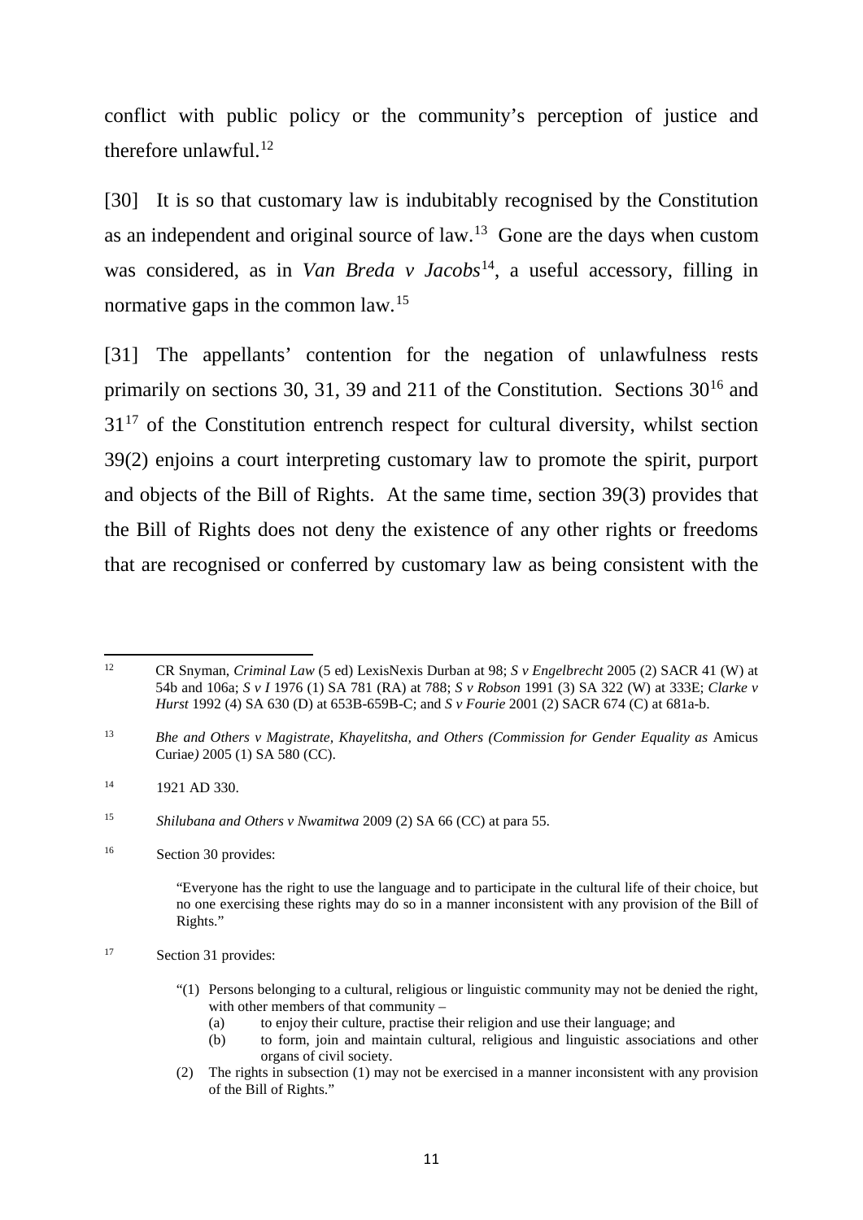conflict with public policy or the community's perception of justice and therefore unlawful.[12]

[30] It is so that customary law is indubitably recognised by the Constitution as an independent and original source of law.[13] Gone are the days when custom was considered, as in *Van Breda v Jacobs*[14], a useful accessory, filling in normative gaps in the common law.[15]

[31] The appellants' contention for the negation of unlawfulness rests primarily on sections 30, 31, 39 and 211 of the Constitution. Sections 30[16] and 31[17] of the Constitution entrench respect for cultural diversity, whilst section 39(2) enjoins a court interpreting customary law to promote the spirit, purport and objects of the Bill of Rights. At the same time, section 39(3) provides that the Bill of Rights does not deny the existence of any other rights or freedoms that are recognised or conferred by customary law as being consistent with the

---

[12] CR Snyman, *Criminal Law* (5 ed) LexisNexis Durban at 98; *S v Engelbrecht* 2005 (2) SACR 41 (W) at 54b and 106a; *S v I* 1976 (1) SA 781 (RA) at 788; *S v Robson* 1991 (3) SA 322 (W) at 333E; *Clarke v Hurst* 1992 (4) SA 630 (D) at 653B-659B-C; and *S v Fourie* 2001 (2) SACR 674 (C) at 681a-b.

[13] *Bhe and Others v Magistrate, Khayelitsha, and Others (Commission for Gender Equality as* Amicus Curiae*)* 2005 (1) SA 580 (CC).

[14] 1921 AD 330.

[15] *Shilubana and Others v Nwamitwa* 2009 (2) SA 66 (CC) at para 55.

[16] Section 30 provides:

> "Everyone has the right to use the language and to participate in the cultural life of their choice, but no one exercising these rights may do so in a manner inconsistent with any provision of the Bill of Rights."

[17] Section 31 provides:

> "(1) Persons belonging to a cultural, religious or linguistic community may not be denied the right, with other members of that community –
> (a) to enjoy their culture, practise their religion and use their language; and
> (b) to form, join and maintain cultural, religious and linguistic associations and other organs of civil society.
>
> (2) The rights in subsection (1) may not be exercised in a manner inconsistent with any provision of the Bill of Rights."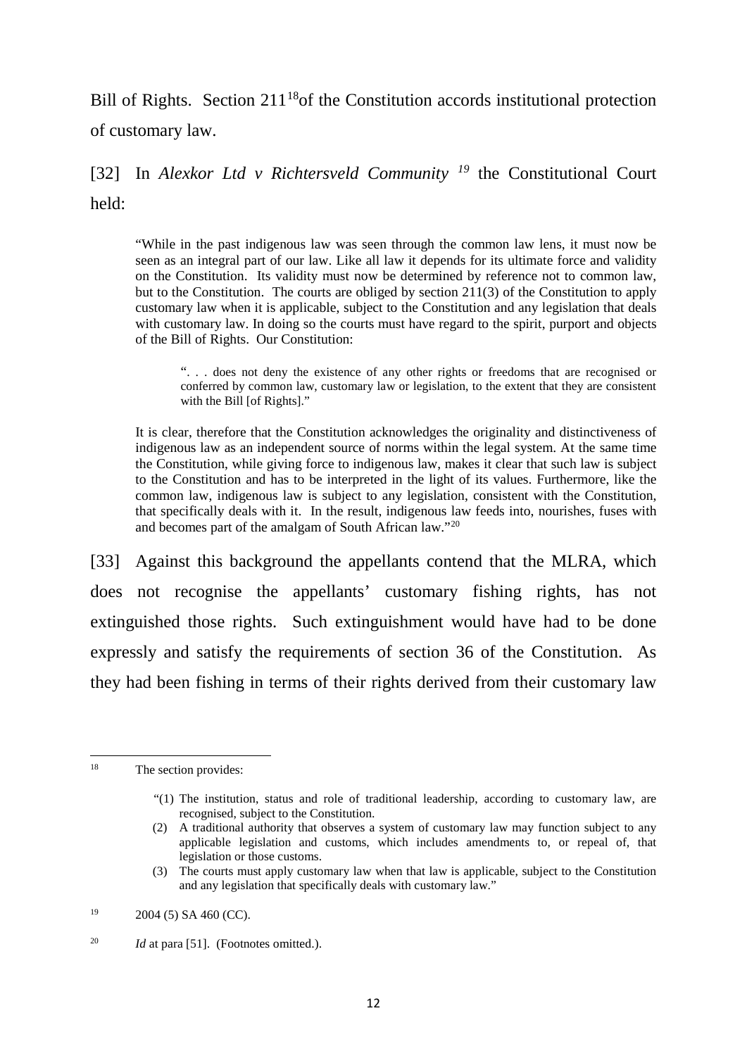Bill of Rights. Section 211[18]of the Constitution accords institutional protection of customary law.

[32] In *Alexkor Ltd v Richtersveld Community* [19] the Constitutional Court held:

> "While in the past indigenous law was seen through the common law lens, it must now be seen as an integral part of our law. Like all law it depends for its ultimate force and validity on the Constitution. Its validity must now be determined by reference not to common law, but to the Constitution. The courts are obliged by section 211(3) of the Constitution to apply customary law when it is applicable, subject to the Constitution and any legislation that deals with customary law. In doing so the courts must have regard to the spirit, purport and objects of the Bill of Rights. Our Constitution:
>
> > ". . . does not deny the existence of any other rights or freedoms that are recognised or conferred by common law, customary law or legislation, to the extent that they are consistent with the Bill [of Rights]."
>
> It is clear, therefore that the Constitution acknowledges the originality and distinctiveness of indigenous law as an independent source of norms within the legal system. At the same time the Constitution, while giving force to indigenous law, makes it clear that such law is subject to the Constitution and has to be interpreted in the light of its values. Furthermore, like the common law, indigenous law is subject to any legislation, consistent with the Constitution, that specifically deals with it. In the result, indigenous law feeds into, nourishes, fuses with and becomes part of the amalgam of South African law."[20]

[33] Against this background the appellants contend that the MLRA, which does not recognise the appellants' customary fishing rights, has not extinguished those rights. Such extinguishment would have had to be done expressly and satisfy the requirements of section 36 of the Constitution. As they had been fishing in terms of their rights derived from their customary law

---

[18] The section provides:

> "(1) The institution, status and role of traditional leadership, according to customary law, are recognised, subject to the Constitution.
>
> (2) A traditional authority that observes a system of customary law may function subject to any applicable legislation and customs, which includes amendments to, or repeal of, that legislation or those customs.
>
> (3) The courts must apply customary law when that law is applicable, subject to the Constitution and any legislation that specifically deals with customary law."

[19] 2004 (5) SA 460 (CC).

[20] *Id* at para [51]. (Footnotes omitted.).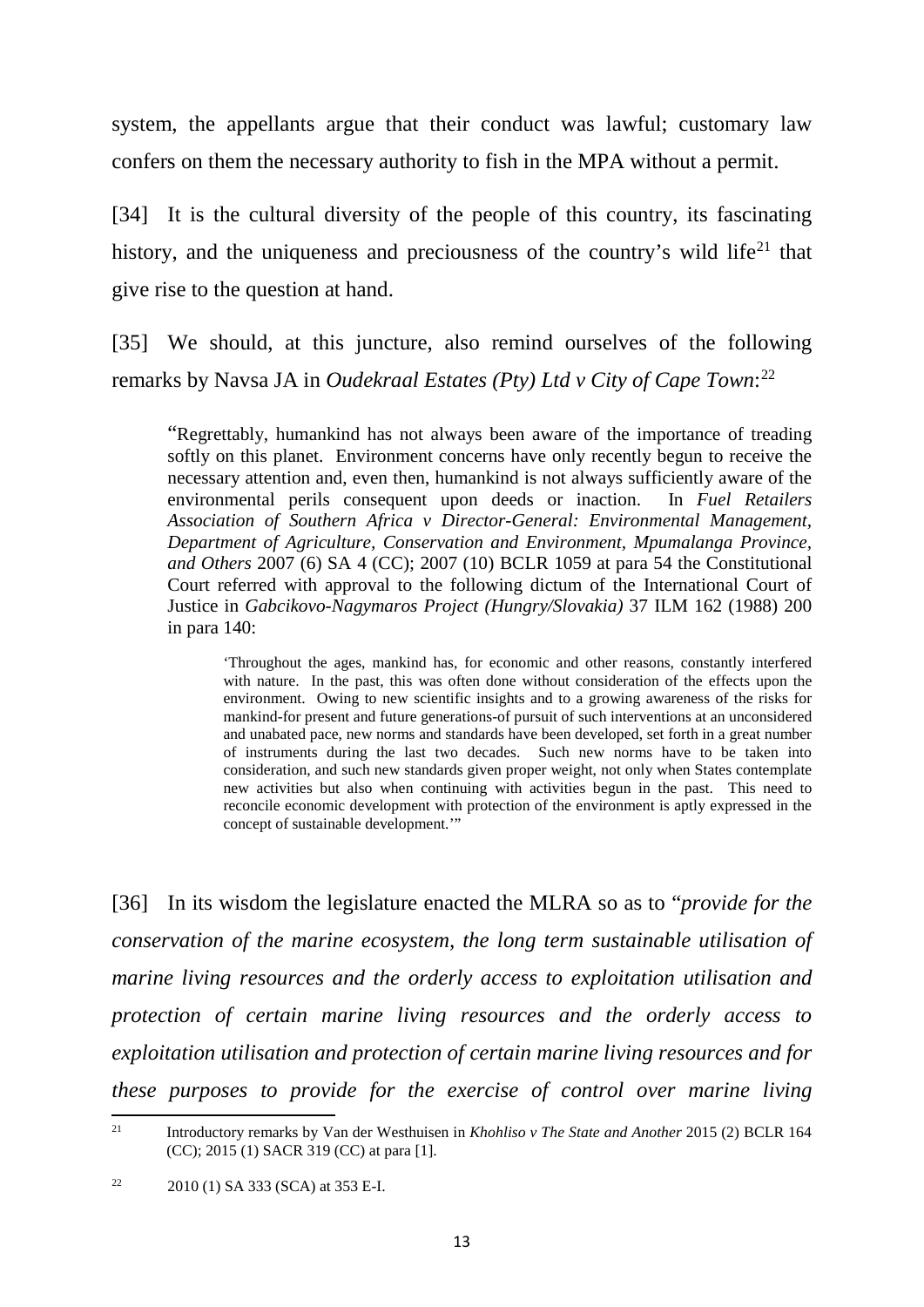system, the appellants argue that their conduct was lawful; customary law confers on them the necessary authority to fish in the MPA without a permit.

[34] It is the cultural diversity of the people of this country, its fascinating history, and the uniqueness and preciousness of the country's wild life[21] that give rise to the question at hand.

[35] We should, at this juncture, also remind ourselves of the following remarks by Navsa JA in *Oudekraal Estates (Pty) Ltd v City of Cape Town*:[22]

> "Regrettably, humankind has not always been aware of the importance of treading softly on this planet. Environment concerns have only recently begun to receive the necessary attention and, even then, humankind is not always sufficiently aware of the environmental perils consequent upon deeds or inaction. In *Fuel Retailers Association of Southern Africa v Director-General: Environmental Management, Department of Agriculture, Conservation and Environment, Mpumalanga Province, and Others* 2007 (6) SA 4 (CC); 2007 (10) BCLR 1059 at para 54 the Constitutional Court referred with approval to the following dictum of the International Court of Justice in *Gabcikovo-Nagymaros Project (Hungry/Slovakia)* 37 ILM 162 (1988) 200 in para 140:
>
> > 'Throughout the ages, mankind has, for economic and other reasons, constantly interfered with nature. In the past, this was often done without consideration of the effects upon the environment. Owing to new scientific insights and to a growing awareness of the risks for mankind-for present and future generations-of pursuit of such interventions at an unconsidered and unabated pace, new norms and standards have been developed, set forth in a great number of instruments during the last two decades. Such new norms have to be taken into consideration, and such new standards given proper weight, not only when States contemplate new activities but also when continuing with activities begun in the past. This need to reconcile economic development with protection of the environment is aptly expressed in the concept of sustainable development.'"

[36] In its wisdom the legislature enacted the MLRA so as to "*provide for the conservation of the marine ecosystem, the long term sustainable utilisation of marine living resources and the orderly access to exploitation utilisation and protection of certain marine living resources and the orderly access to exploitation utilisation and protection of certain marine living resources and for these purposes to provide for the exercise of control over marine living*

---

[21] Introductory remarks by Van der Westhuisen in *Khohliso v The State and Another* 2015 (2) BCLR 164 (CC); 2015 (1) SACR 319 (CC) at para [1].

[22] 2010 (1) SA 333 (SCA) at 353 E-I.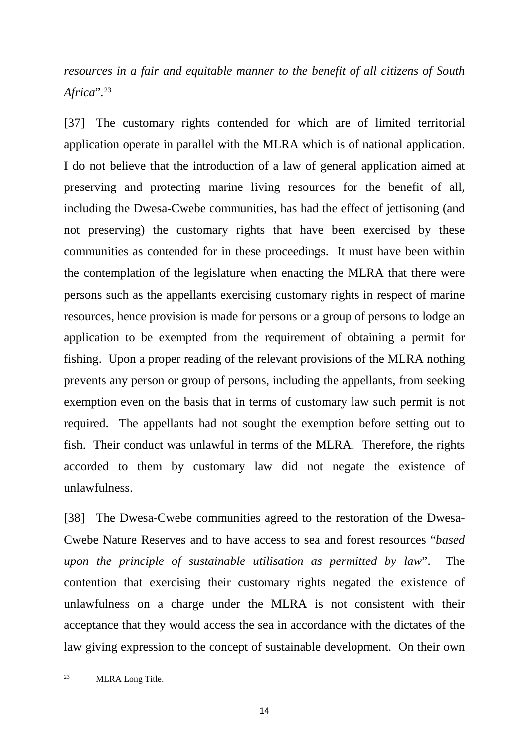*resources in a fair and equitable manner to the benefit of all citizens of South Africa*".[23]

[37] The customary rights contended for which are of limited territorial application operate in parallel with the MLRA which is of national application. I do not believe that the introduction of a law of general application aimed at preserving and protecting marine living resources for the benefit of all, including the Dwesa-Cwebe communities, has had the effect of jettisoning (and not preserving) the customary rights that have been exercised by these communities as contended for in these proceedings. It must have been within the contemplation of the legislature when enacting the MLRA that there were persons such as the appellants exercising customary rights in respect of marine resources, hence provision is made for persons or a group of persons to lodge an application to be exempted from the requirement of obtaining a permit for fishing. Upon a proper reading of the relevant provisions of the MLRA nothing prevents any person or group of persons, including the appellants, from seeking exemption even on the basis that in terms of customary law such permit is not required. The appellants had not sought the exemption before setting out to fish. Their conduct was unlawful in terms of the MLRA. Therefore, the rights accorded to them by customary law did not negate the existence of unlawfulness.

[38] The Dwesa-Cwebe communities agreed to the restoration of the Dwesa-Cwebe Nature Reserves and to have access to sea and forest resources "*based upon the principle of sustainable utilisation as permitted by law*". The contention that exercising their customary rights negated the existence of unlawfulness on a charge under the MLRA is not consistent with their acceptance that they would access the sea in accordance with the dictates of the law giving expression to the concept of sustainable development. On their own

---

[23] MLRA Long Title.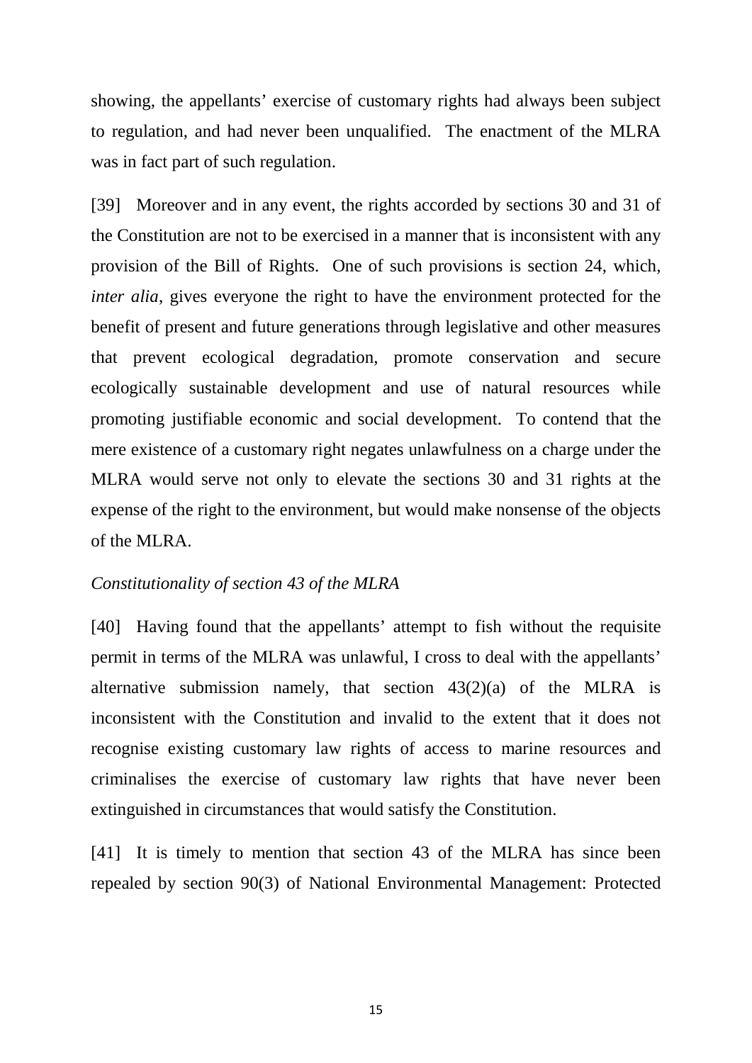showing, the appellants' exercise of customary rights had always been subject to regulation, and had never been unqualified. The enactment of the MLRA was in fact part of such regulation.

[39] Moreover and in any event, the rights accorded by sections 30 and 31 of the Constitution are not to be exercised in a manner that is inconsistent with any provision of the Bill of Rights. One of such provisions is section 24, which, *inter alia*, gives everyone the right to have the environment protected for the benefit of present and future generations through legislative and other measures that prevent ecological degradation, promote conservation and secure ecologically sustainable development and use of natural resources while promoting justifiable economic and social development. To contend that the mere existence of a customary right negates unlawfulness on a charge under the MLRA would serve not only to elevate the sections 30 and 31 rights at the expense of the right to the environment, but would make nonsense of the objects of the MLRA.

*Constitutionality of section 43 of the MLRA*

[40] Having found that the appellants' attempt to fish without the requisite permit in terms of the MLRA was unlawful, I cross to deal with the appellants' alternative submission namely, that section 43(2)(a) of the MLRA is inconsistent with the Constitution and invalid to the extent that it does not recognise existing customary law rights of access to marine resources and criminalises the exercise of customary law rights that have never been extinguished in circumstances that would satisfy the Constitution.

[41] It is timely to mention that section 43 of the MLRA has since been repealed by section 90(3) of National Environmental Management: Protected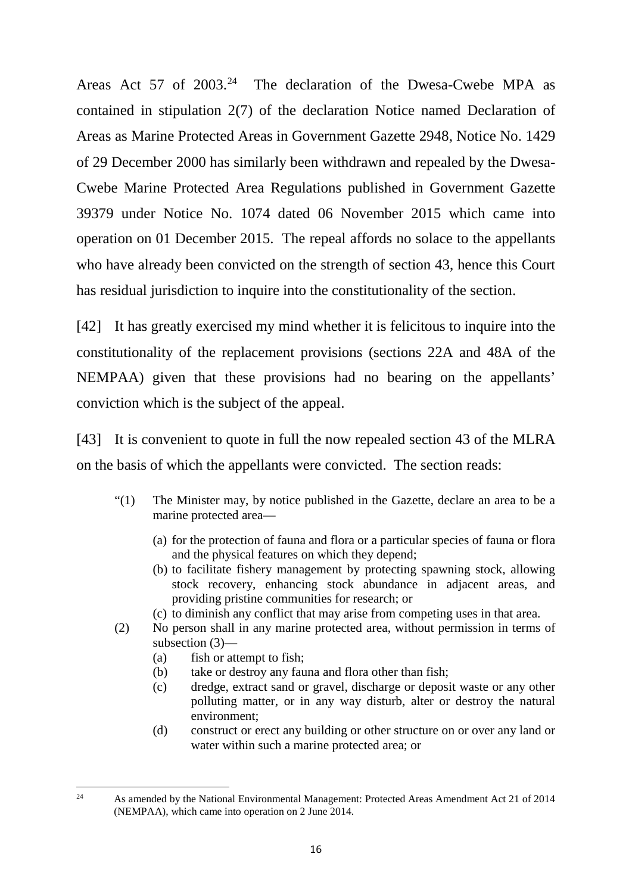Areas Act 57 of 2003.[24] The declaration of the Dwesa-Cwebe MPA as contained in stipulation 2(7) of the declaration Notice named Declaration of Areas as Marine Protected Areas in Government Gazette 2948, Notice No. 1429 of 29 December 2000 has similarly been withdrawn and repealed by the Dwesa-Cwebe Marine Protected Area Regulations published in Government Gazette 39379 under Notice No. 1074 dated 06 November 2015 which came into operation on 01 December 2015. The repeal affords no solace to the appellants who have already been convicted on the strength of section 43, hence this Court has residual jurisdiction to inquire into the constitutionality of the section.

[42] It has greatly exercised my mind whether it is felicitous to inquire into the constitutionality of the replacement provisions (sections 22A and 48A of the NEMPAA) given that these provisions had no bearing on the appellants' conviction which is the subject of the appeal.

[43] It is convenient to quote in full the now repealed section 43 of the MLRA on the basis of which the appellants were convicted. The section reads:

> "(1) The Minister may, by notice published in the Gazette, declare an area to be a marine protected area—
>
> (a) for the protection of fauna and flora or a particular species of fauna or flora and the physical features on which they depend;
>
> (b) to facilitate fishery management by protecting spawning stock, allowing stock recovery, enhancing stock abundance in adjacent areas, and providing pristine communities for research; or
>
> (c) to diminish any conflict that may arise from competing uses in that area.
>
> (2) No person shall in any marine protected area, without permission in terms of subsection (3)—
>
> (a) fish or attempt to fish;
>
> (b) take or destroy any fauna and flora other than fish;
>
> (c) dredge, extract sand or gravel, discharge or deposit waste or any other polluting matter, or in any way disturb, alter or destroy the natural environment;
>
> (d) construct or erect any building or other structure on or over any land or water within such a marine protected area; or

---

[24] As amended by the National Environmental Management: Protected Areas Amendment Act 21 of 2014 (NEMPAA), which came into operation on 2 June 2014.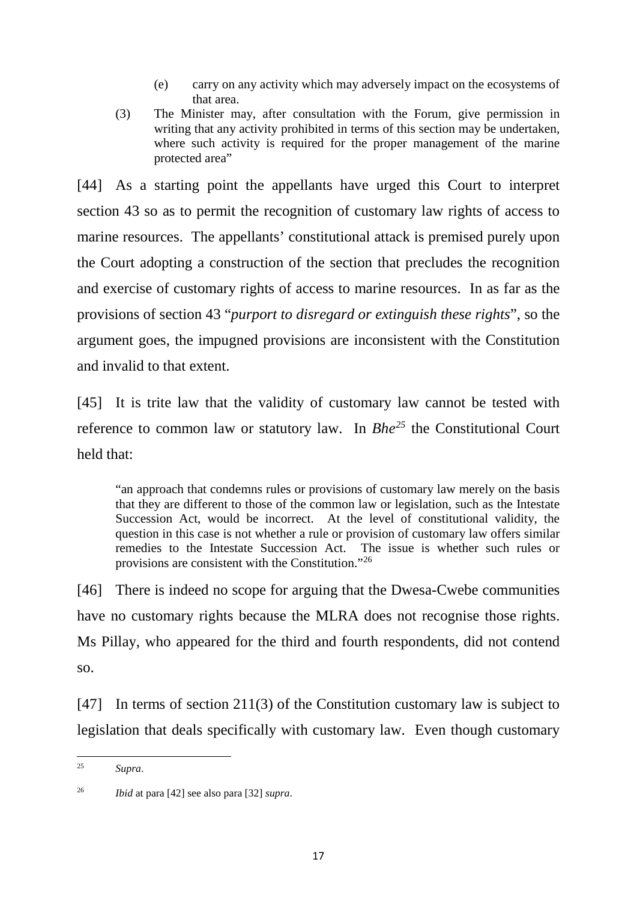> (e) carry on any activity which may adversely impact on the ecosystems of that area.
>
> (3) The Minister may, after consultation with the Forum, give permission in writing that any activity prohibited in terms of this section may be undertaken, where such activity is required for the proper management of the marine protected area"

[44] As a starting point the appellants have urged this Court to interpret section 43 so as to permit the recognition of customary law rights of access to marine resources. The appellants' constitutional attack is premised purely upon the Court adopting a construction of the section that precludes the recognition and exercise of customary rights of access to marine resources. In as far as the provisions of section 43 "*purport to disregard or extinguish these rights*", so the argument goes, the impugned provisions are inconsistent with the Constitution and invalid to that extent.

[45] It is trite law that the validity of customary law cannot be tested with reference to common law or statutory law. In *Bhe*[25] the Constitutional Court held that:

> "an approach that condemns rules or provisions of customary law merely on the basis that they are different to those of the common law or legislation, such as the Intestate Succession Act, would be incorrect. At the level of constitutional validity, the question in this case is not whether a rule or provision of customary law offers similar remedies to the Intestate Succession Act. The issue is whether such rules or provisions are consistent with the Constitution."[26]

[46] There is indeed no scope for arguing that the Dwesa-Cwebe communities have no customary rights because the MLRA does not recognise those rights. Ms Pillay, who appeared for the third and fourth respondents, did not contend so.

[47] In terms of section 211(3) of the Constitution customary law is subject to legislation that deals specifically with customary law. Even though customary

---

[25] *Supra*.

[26] *Ibid* at para [42] see also para [32] *supra*.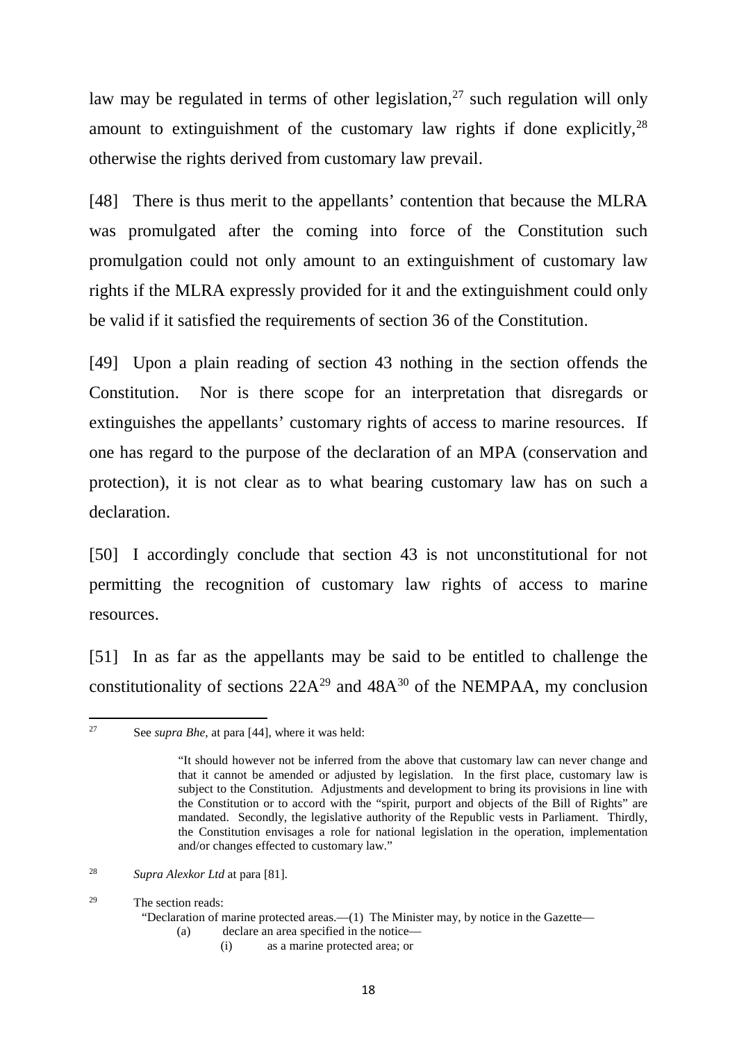law may be regulated in terms of other legislation,[27] such regulation will only amount to extinguishment of the customary law rights if done explicitly,[28] otherwise the rights derived from customary law prevail.

[48] There is thus merit to the appellants' contention that because the MLRA was promulgated after the coming into force of the Constitution such promulgation could not only amount to an extinguishment of customary law rights if the MLRA expressly provided for it and the extinguishment could only be valid if it satisfied the requirements of section 36 of the Constitution.

[49] Upon a plain reading of section 43 nothing in the section offends the Constitution. Nor is there scope for an interpretation that disregards or extinguishes the appellants' customary rights of access to marine resources. If one has regard to the purpose of the declaration of an MPA (conservation and protection), it is not clear as to what bearing customary law has on such a declaration.

[50] I accordingly conclude that section 43 is not unconstitutional for not permitting the recognition of customary law rights of access to marine resources.

[51] In as far as the appellants may be said to be entitled to challenge the constitutionality of sections 22A[29] and 48A[30] of the NEMPAA, my conclusion

---

[27] See *supra Bhe,* at para [44], where it was held:

> "It should however not be inferred from the above that customary law can never change and that it cannot be amended or adjusted by legislation. In the first place, customary law is subject to the Constitution. Adjustments and development to bring its provisions in line with the Constitution or to accord with the "spirit, purport and objects of the Bill of Rights" are mandated. Secondly, the legislative authority of the Republic vests in Parliament. Thirdly, the Constitution envisages a role for national legislation in the operation, implementation and/or changes effected to customary law."

[28] *Supra Alexkor Ltd* at para [81].

[29] The section reads:

"Declaration of marine protected areas.—(1) The Minister may, by notice in the Gazette—

(a) declare an area specified in the notice—

(i) as a marine protected area; or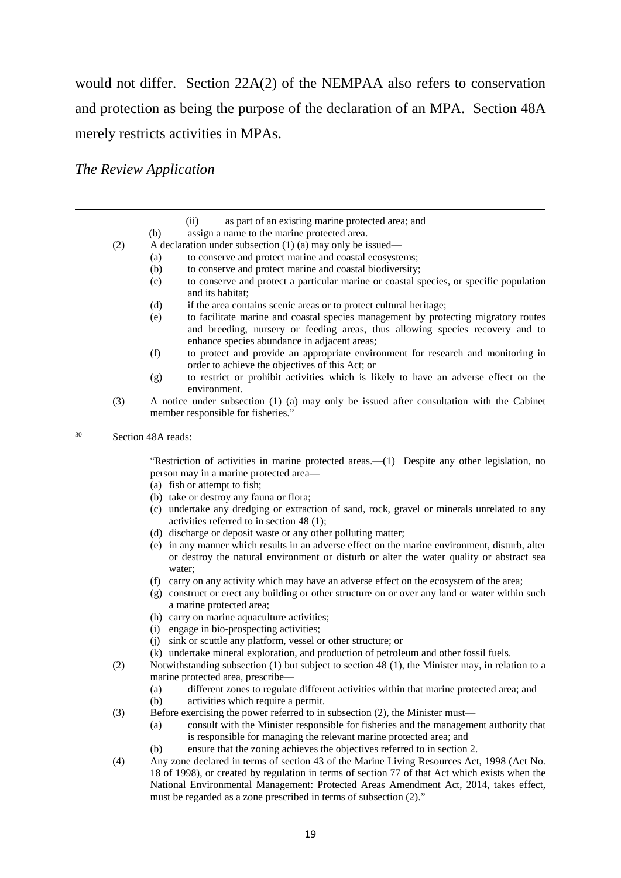would not differ. Section 22A(2) of the NEMPAA also refers to conservation and protection as being the purpose of the declaration of an MPA. Section 48A merely restricts activities in MPAs.

*The Review Application*

---

(ii) as part of an existing marine protected area; and

(b) assign a name to the marine protected area.

(2) A declaration under subsection (1) (a) may only be issued—

(a) to conserve and protect marine and coastal ecosystems;

(b) to conserve and protect marine and coastal biodiversity;

(c) to conserve and protect a particular marine or coastal species, or specific population and its habitat;

(d) if the area contains scenic areas or to protect cultural heritage;

(e) to facilitate marine and coastal species management by protecting migratory routes and breeding, nursery or feeding areas, thus allowing species recovery and to enhance species abundance in adjacent areas;

(f) to protect and provide an appropriate environment for research and monitoring in order to achieve the objectives of this Act; or

(g) to restrict or prohibit activities which is likely to have an adverse effect on the environment.

(3) A notice under subsection (1) (a) may only be issued after consultation with the Cabinet member responsible for fisheries."

[30] Section 48A reads:

"Restriction of activities in marine protected areas.—(1) Despite any other legislation, no person may in a marine protected area—

(a) fish or attempt to fish;

(b) take or destroy any fauna or flora;

(c) undertake any dredging or extraction of sand, rock, gravel or minerals unrelated to any activities referred to in section 48 (1);

(d) discharge or deposit waste or any other polluting matter;

(e) in any manner which results in an adverse effect on the marine environment, disturb, alter or destroy the natural environment or disturb or alter the water quality or abstract sea water;

(f) carry on any activity which may have an adverse effect on the ecosystem of the area;

(g) construct or erect any building or other structure on or over any land or water within such a marine protected area;

(h) carry on marine aquaculture activities;

(i) engage in bio-prospecting activities;

(j) sink or scuttle any platform, vessel or other structure; or

(k) undertake mineral exploration, and production of petroleum and other fossil fuels.

(2) Notwithstanding subsection (1) but subject to section 48 (1), the Minister may, in relation to a marine protected area, prescribe—

(a) different zones to regulate different activities within that marine protected area; and

(b) activities which require a permit.

(3) Before exercising the power referred to in subsection (2), the Minister must—

(a) consult with the Minister responsible for fisheries and the management authority that is responsible for managing the relevant marine protected area; and

(b) ensure that the zoning achieves the objectives referred to in section 2.

(4) Any zone declared in terms of section 43 of the Marine Living Resources Act, 1998 (Act No. 18 of 1998), or created by regulation in terms of section 77 of that Act which exists when the National Environmental Management: Protected Areas Amendment Act, 2014, takes effect, must be regarded as a zone prescribed in terms of subsection (2)."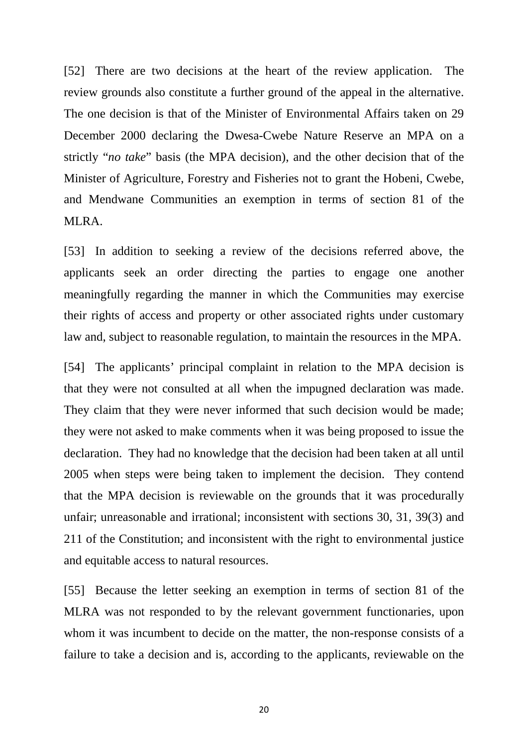[52] There are two decisions at the heart of the review application. The review grounds also constitute a further ground of the appeal in the alternative. The one decision is that of the Minister of Environmental Affairs taken on 29 December 2000 declaring the Dwesa-Cwebe Nature Reserve an MPA on a strictly "*no take*" basis (the MPA decision), and the other decision that of the Minister of Agriculture, Forestry and Fisheries not to grant the Hobeni, Cwebe, and Mendwane Communities an exemption in terms of section 81 of the MLRA.

[53] In addition to seeking a review of the decisions referred above, the applicants seek an order directing the parties to engage one another meaningfully regarding the manner in which the Communities may exercise their rights of access and property or other associated rights under customary law and, subject to reasonable regulation, to maintain the resources in the MPA.

[54] The applicants' principal complaint in relation to the MPA decision is that they were not consulted at all when the impugned declaration was made. They claim that they were never informed that such decision would be made; they were not asked to make comments when it was being proposed to issue the declaration. They had no knowledge that the decision had been taken at all until 2005 when steps were being taken to implement the decision. They contend that the MPA decision is reviewable on the grounds that it was procedurally unfair; unreasonable and irrational; inconsistent with sections 30, 31, 39(3) and 211 of the Constitution; and inconsistent with the right to environmental justice and equitable access to natural resources.

[55] Because the letter seeking an exemption in terms of section 81 of the MLRA was not responded to by the relevant government functionaries, upon whom it was incumbent to decide on the matter, the non-response consists of a failure to take a decision and is, according to the applicants, reviewable on the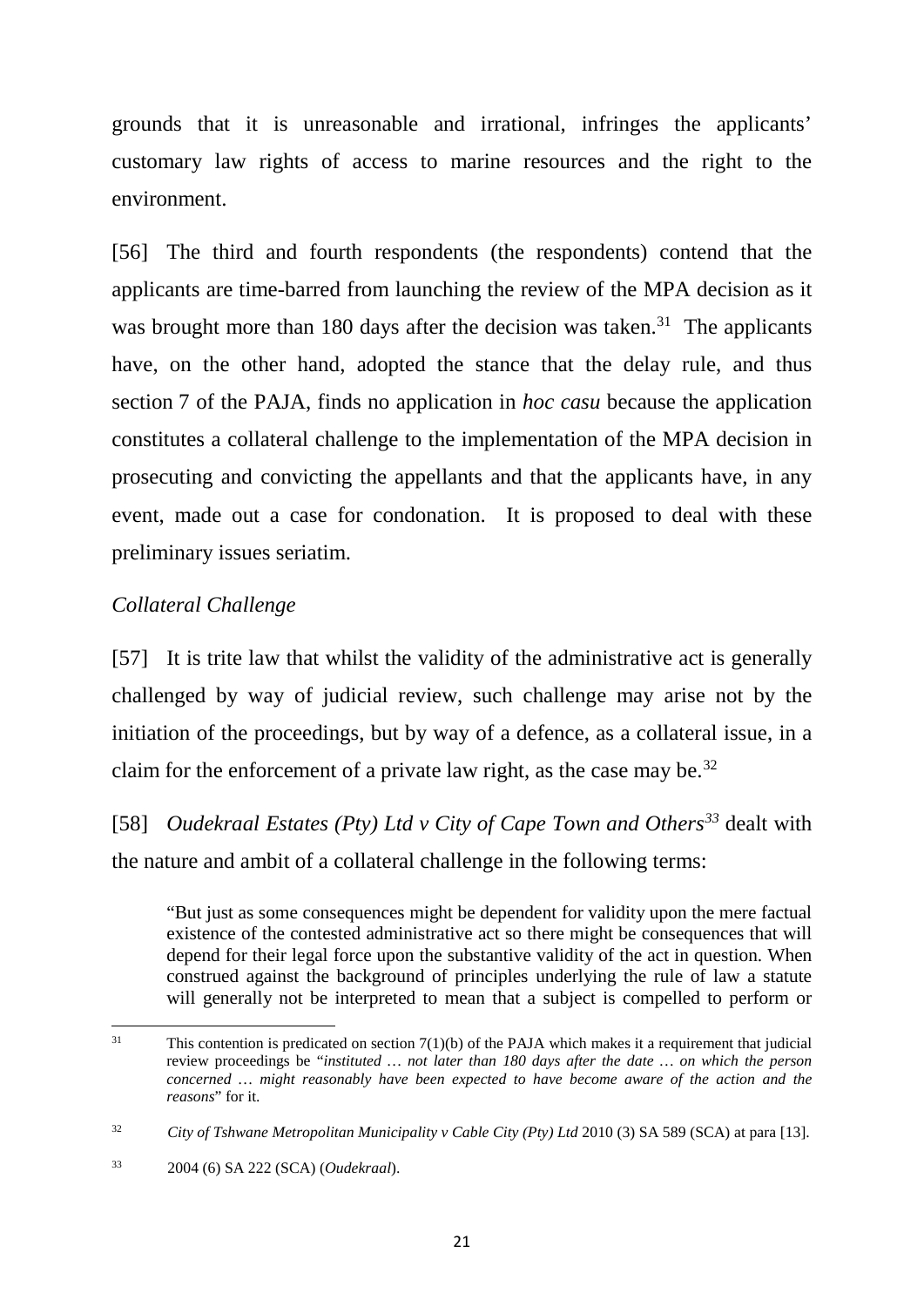grounds that it is unreasonable and irrational, infringes the applicants' customary law rights of access to marine resources and the right to the environment.

[56] The third and fourth respondents (the respondents) contend that the applicants are time-barred from launching the review of the MPA decision as it was brought more than 180 days after the decision was taken.[31] The applicants have, on the other hand, adopted the stance that the delay rule, and thus section 7 of the PAJA, finds no application in *hoc casu* because the application constitutes a collateral challenge to the implementation of the MPA decision in prosecuting and convicting the appellants and that the applicants have, in any event, made out a case for condonation. It is proposed to deal with these preliminary issues seriatim.

*Collateral Challenge*

[57] It is trite law that whilst the validity of the administrative act is generally challenged by way of judicial review, such challenge may arise not by the initiation of the proceedings, but by way of a defence, as a collateral issue, in a claim for the enforcement of a private law right, as the case may be.[32]

[58] *Oudekraal Estates (Pty) Ltd v City of Cape Town and Others*[33] dealt with the nature and ambit of a collateral challenge in the following terms:

> "But just as some consequences might be dependent for validity upon the mere factual existence of the contested administrative act so there might be consequences that will depend for their legal force upon the substantive validity of the act in question. When construed against the background of principles underlying the rule of law a statute will generally not be interpreted to mean that a subject is compelled to perform or

---

[31] This contention is predicated on section 7(1)(b) of the PAJA which makes it a requirement that judicial review proceedings be "*instituted … not later than 180 days after the date … on which the person concerned … might reasonably have been expected to have become aware of the action and the reasons*" for it.

[32] *City of Tshwane Metropolitan Municipality v Cable City (Pty) Ltd* 2010 (3) SA 589 (SCA) at para [13].

[33] 2004 (6) SA 222 (SCA) (*Oudekraal*).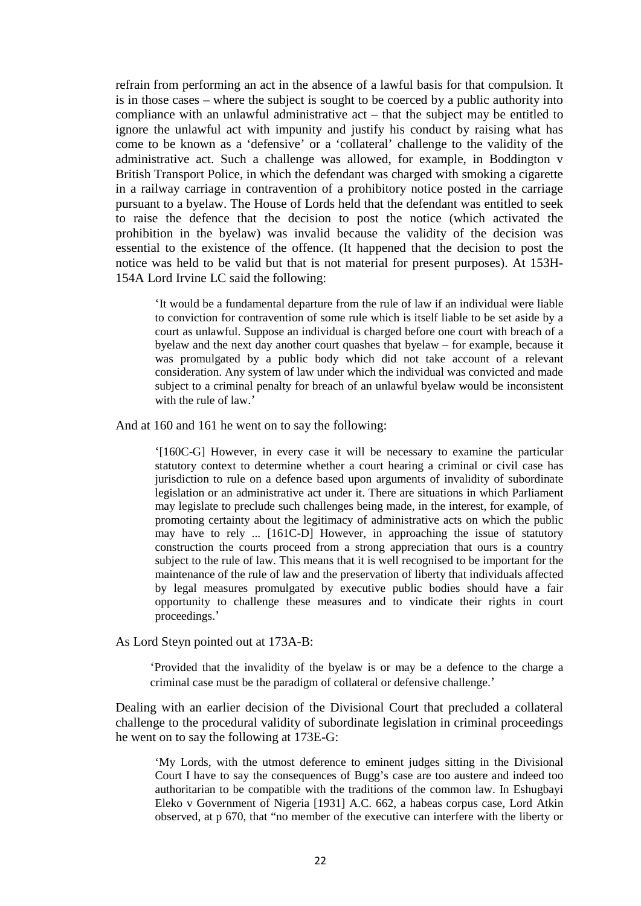refrain from performing an act in the absence of a lawful basis for that compulsion. It is in those cases – where the subject is sought to be coerced by a public authority into compliance with an unlawful administrative act – that the subject may be entitled to ignore the unlawful act with impunity and justify his conduct by raising what has come to be known as a 'defensive' or a 'collateral' challenge to the validity of the administrative act. Such a challenge was allowed, for example, in Boddington v British Transport Police, in which the defendant was charged with smoking a cigarette in a railway carriage in contravention of a prohibitory notice posted in the carriage pursuant to a byelaw. The House of Lords held that the defendant was entitled to seek to raise the defence that the decision to post the notice (which activated the prohibition in the byelaw) was invalid because the validity of the decision was essential to the existence of the offence. (It happened that the decision to post the notice was held to be valid but that is not material for present purposes). At 153H-154A Lord Irvine LC said the following:

> 'It would be a fundamental departure from the rule of law if an individual were liable to conviction for contravention of some rule which is itself liable to be set aside by a court as unlawful. Suppose an individual is charged before one court with breach of a byelaw and the next day another court quashes that byelaw – for example, because it was promulgated by a public body which did not take account of a relevant consideration. Any system of law under which the individual was convicted and made subject to a criminal penalty for breach of an unlawful byelaw would be inconsistent with the rule of law.'

And at 160 and 161 he went on to say the following:

> '[160C-G] However, in every case it will be necessary to examine the particular statutory context to determine whether a court hearing a criminal or civil case has jurisdiction to rule on a defence based upon arguments of invalidity of subordinate legislation or an administrative act under it. There are situations in which Parliament may legislate to preclude such challenges being made, in the interest, for example, of promoting certainty about the legitimacy of administrative acts on which the public may have to rely ... [161C-D] However, in approaching the issue of statutory construction the courts proceed from a strong appreciation that ours is a country subject to the rule of law. This means that it is well recognised to be important for the maintenance of the rule of law and the preservation of liberty that individuals affected by legal measures promulgated by executive public bodies should have a fair opportunity to challenge these measures and to vindicate their rights in court proceedings.'

As Lord Steyn pointed out at 173A-B:

> 'Provided that the invalidity of the byelaw is or may be a defence to the charge a criminal case must be the paradigm of collateral or defensive challenge.'

Dealing with an earlier decision of the Divisional Court that precluded a collateral challenge to the procedural validity of subordinate legislation in criminal proceedings he went on to say the following at 173E-G:

> 'My Lords, with the utmost deference to eminent judges sitting in the Divisional Court I have to say the consequences of Bugg's case are too austere and indeed too authoritarian to be compatible with the traditions of the common law. In Eshugbayi Eleko v Government of Nigeria [1931] A.C. 662, a habeas corpus case, Lord Atkin observed, at p 670, that "no member of the executive can interfere with the liberty or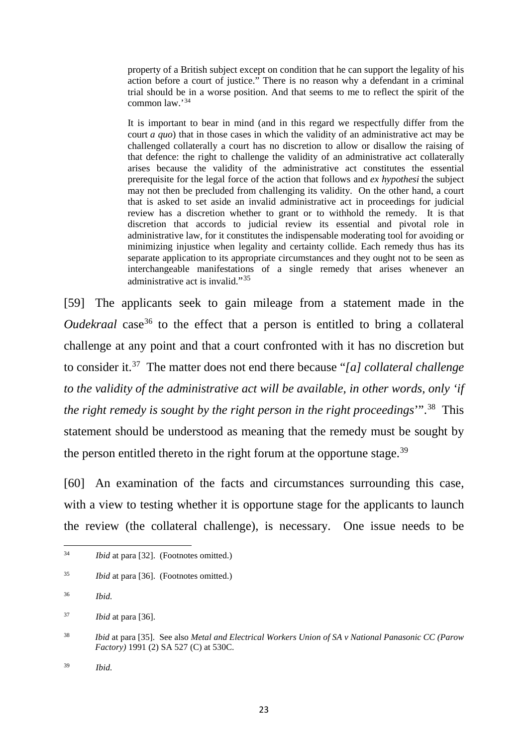> property of a British subject except on condition that he can support the legality of his action before a court of justice." There is no reason why a defendant in a criminal trial should be in a worse position. And that seems to me to reflect the spirit of the common law.'[34]
>
> It is important to bear in mind (and in this regard we respectfully differ from the court *a quo*) that in those cases in which the validity of an administrative act may be challenged collaterally a court has no discretion to allow or disallow the raising of that defence: the right to challenge the validity of an administrative act collaterally arises because the validity of the administrative act constitutes the essential prerequisite for the legal force of the action that follows and *ex hypothesi* the subject may not then be precluded from challenging its validity. On the other hand, a court that is asked to set aside an invalid administrative act in proceedings for judicial review has a discretion whether to grant or to withhold the remedy. It is that discretion that accords to judicial review its essential and pivotal role in administrative law, for it constitutes the indispensable moderating tool for avoiding or minimizing injustice when legality and certainty collide. Each remedy thus has its separate application to its appropriate circumstances and they ought not to be seen as interchangeable manifestations of a single remedy that arises whenever an administrative act is invalid."[35]

[59] The applicants seek to gain mileage from a statement made in the *Oudekraal* case[36] to the effect that a person is entitled to bring a collateral challenge at any point and that a court confronted with it has no discretion but to consider it.[37] The matter does not end there because "*[a] collateral challenge to the validity of the administrative act will be available, in other words, only 'if the right remedy is sought by the right person in the right proceedings*'".[38] This statement should be understood as meaning that the remedy must be sought by the person entitled thereto in the right forum at the opportune stage.[39]

[60] An examination of the facts and circumstances surrounding this case, with a view to testing whether it is opportune stage for the applicants to launch the review (the collateral challenge), is necessary. One issue needs to be

---

[34] *Ibid* at para [32]. (Footnotes omitted.)

[35] *Ibid* at para [36]. (Footnotes omitted.)

[36] *Ibid.*

[37] *Ibid* at para [36].

[38] *Ibid* at para [35]. See also *Metal and Electrical Workers Union of SA v National Panasonic CC (Parow Factory)* 1991 (2) SA 527 (C) at 530C.

[39] *Ibid.*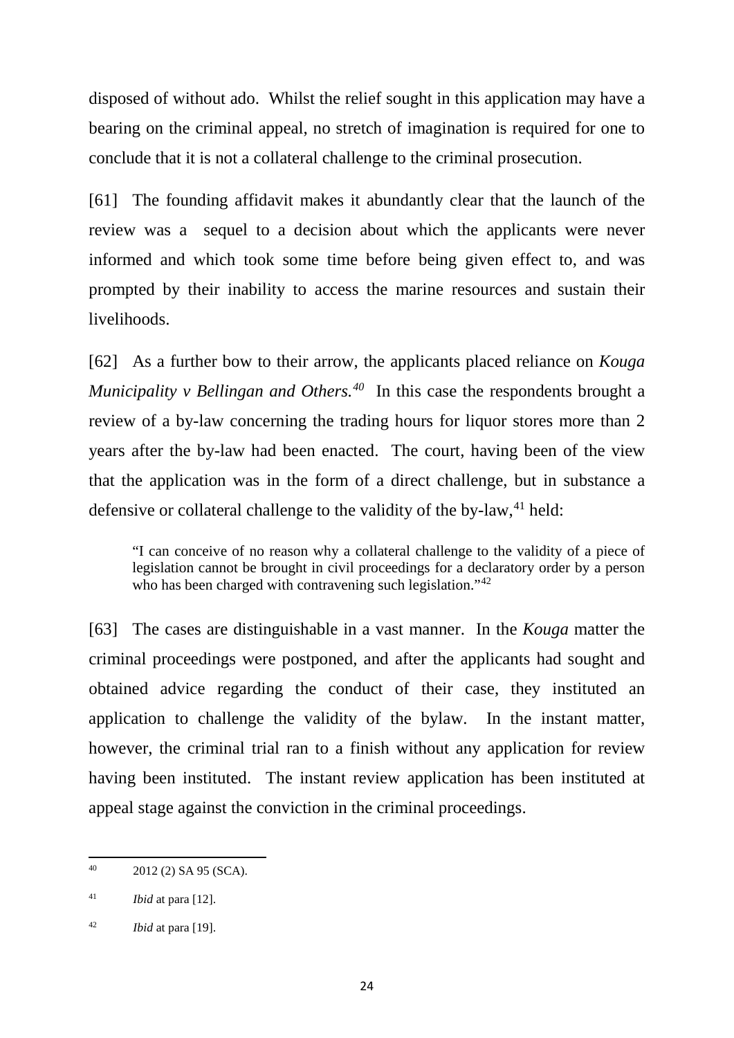disposed of without ado. Whilst the relief sought in this application may have a bearing on the criminal appeal, no stretch of imagination is required for one to conclude that it is not a collateral challenge to the criminal prosecution.

[61] The founding affidavit makes it abundantly clear that the launch of the review was a sequel to a decision about which the applicants were never informed and which took some time before being given effect to, and was prompted by their inability to access the marine resources and sustain their livelihoods.

[62] As a further bow to their arrow, the applicants placed reliance on *Kouga Municipality v Bellingan and Others.*[40] In this case the respondents brought a review of a by-law concerning the trading hours for liquor stores more than 2 years after the by-law had been enacted. The court, having been of the view that the application was in the form of a direct challenge, but in substance a defensive or collateral challenge to the validity of the by-law,[41] held:

> "I can conceive of no reason why a collateral challenge to the validity of a piece of legislation cannot be brought in civil proceedings for a declaratory order by a person who has been charged with contravening such legislation."[42]

[63] The cases are distinguishable in a vast manner. In the *Kouga* matter the criminal proceedings were postponed, and after the applicants had sought and obtained advice regarding the conduct of their case, they instituted an application to challenge the validity of the bylaw. In the instant matter, however, the criminal trial ran to a finish without any application for review having been instituted. The instant review application has been instituted at appeal stage against the conviction in the criminal proceedings.

---

[40] 2012 (2) SA 95 (SCA).

[41] *Ibid* at para [12].

[42] *Ibid* at para [19].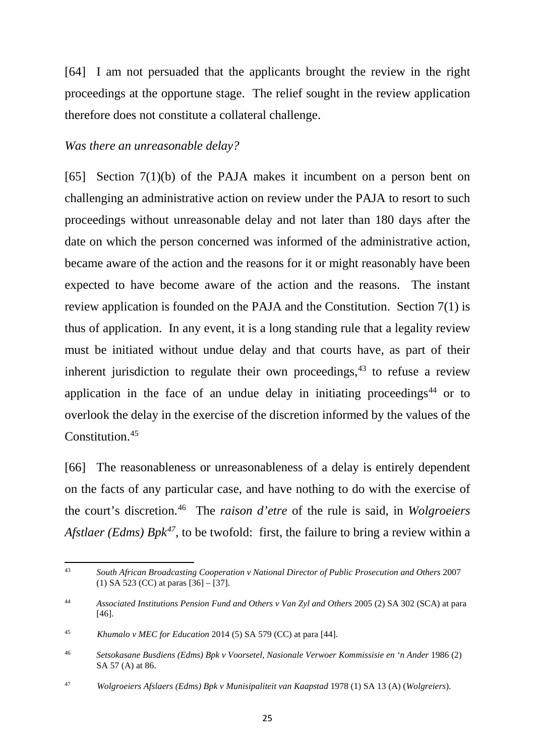[64] I am not persuaded that the applicants brought the review in the right proceedings at the opportune stage. The relief sought in the review application therefore does not constitute a collateral challenge.

*Was there an unreasonable delay?*

[65] Section 7(1)(b) of the PAJA makes it incumbent on a person bent on challenging an administrative action on review under the PAJA to resort to such proceedings without unreasonable delay and not later than 180 days after the date on which the person concerned was informed of the administrative action, became aware of the action and the reasons for it or might reasonably have been expected to have become aware of the action and the reasons. The instant review application is founded on the PAJA and the Constitution. Section 7(1) is thus of application. In any event, it is a long standing rule that a legality review must be initiated without undue delay and that courts have, as part of their inherent jurisdiction to regulate their own proceedings,[43] to refuse a review application in the face of an undue delay in initiating proceedings[44] or to overlook the delay in the exercise of the discretion informed by the values of the Constitution.[45]

[66] The reasonableness or unreasonableness of a delay is entirely dependent on the facts of any particular case, and have nothing to do with the exercise of the court's discretion.[46] The *raison d'etre* of the rule is said, in *Wolgroeiers Afstlaer (Edms) Bpk*[47], to be twofold: first, the failure to bring a review within a

---

[43] *South African Broadcasting Cooperation v National Director of Public Prosecution and Others* 2007 (1) SA 523 (CC) at paras [36] – [37].

[44] *Associated Institutions Pension Fund and Others v Van Zyl and Others* 2005 (2) SA 302 (SCA) at para [46].

[45] *Khumalo v MEC for Education* 2014 (5) SA 579 (CC) at para [44].

[46] *Setsokasane Busdiens (Edms) Bpk v Voorsetel, Nasionale Verwoer Kommissisie en 'n Ander* 1986 (2) SA 57 (A) at 86.

[47] *Wolgroeiers Afslaers (Edms) Bpk v Munisipaliteit van Kaapstad* 1978 (1) SA 13 (A) (*Wolgreiers*).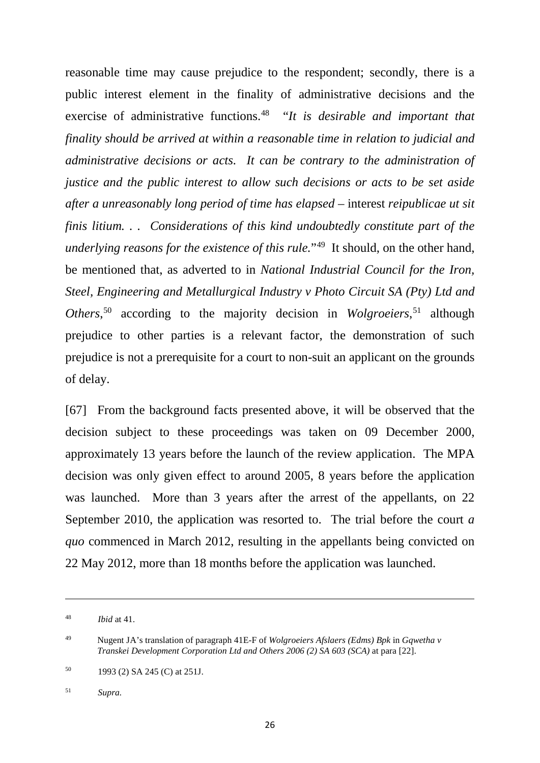reasonable time may cause prejudice to the respondent; secondly, there is a public interest element in the finality of administrative decisions and the exercise of administrative functions.[48] "*It is desirable and important that finality should be arrived at within a reasonable time in relation to judicial and administrative decisions or acts. It can be contrary to the administration of justice and the public interest to allow such decisions or acts to be set aside after a unreasonably long period of time has elapsed* – interest *reipublicae ut sit finis litium. . . Considerations of this kind undoubtedly constitute part of the underlying reasons for the existence of this rule.*"[49] It should, on the other hand, be mentioned that, as adverted to in *National Industrial Council for the Iron, Steel, Engineering and Metallurgical Industry v Photo Circuit SA (Pty) Ltd and Others*,[50] according to the majority decision in *Wolgroeiers*,[51] although prejudice to other parties is a relevant factor, the demonstration of such prejudice is not a prerequisite for a court to non-suit an applicant on the grounds of delay.

[67] From the background facts presented above, it will be observed that the decision subject to these proceedings was taken on 09 December 2000, approximately 13 years before the launch of the review application. The MPA decision was only given effect to around 2005, 8 years before the application was launched. More than 3 years after the arrest of the appellants, on 22 September 2010, the application was resorted to. The trial before the court *a quo* commenced in March 2012, resulting in the appellants being convicted on 22 May 2012, more than 18 months before the application was launched.

---

[48] *Ibid* at 41.

[49] Nugent JA's translation of paragraph 41E-F of *Wolgroeiers Afslaers (Edms) Bpk* in *Gqwetha v Transkei Development Corporation Ltd and Others 2006 (2) SA 603 (SCA)* at para [22].

[50] 1993 (2) SA 245 (C) at 251J.

[51] *Supra.*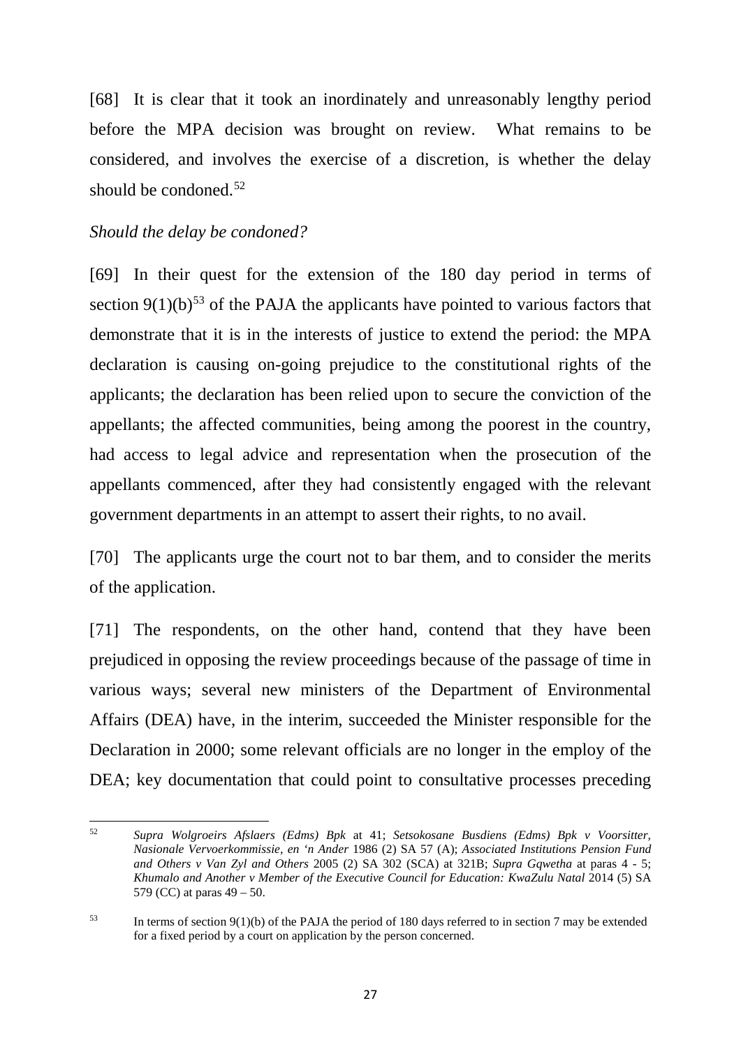[68] It is clear that it took an inordinately and unreasonably lengthy period before the MPA decision was brought on review. What remains to be considered, and involves the exercise of a discretion, is whether the delay should be condoned.[52]

*Should the delay be condoned?*

[69] In their quest for the extension of the 180 day period in terms of section 9(1)(b)[53] of the PAJA the applicants have pointed to various factors that demonstrate that it is in the interests of justice to extend the period: the MPA declaration is causing on-going prejudice to the constitutional rights of the applicants; the declaration has been relied upon to secure the conviction of the appellants; the affected communities, being among the poorest in the country, had access to legal advice and representation when the prosecution of the appellants commenced, after they had consistently engaged with the relevant government departments in an attempt to assert their rights, to no avail.

[70] The applicants urge the court not to bar them, and to consider the merits of the application.

[71] The respondents, on the other hand, contend that they have been prejudiced in opposing the review proceedings because of the passage of time in various ways; several new ministers of the Department of Environmental Affairs (DEA) have, in the interim, succeeded the Minister responsible for the Declaration in 2000; some relevant officials are no longer in the employ of the DEA; key documentation that could point to consultative processes preceding

---

[52] *Supra Wolgroeirs Afslaers (Edms) Bpk* at 41; *Setsokosane Busdiens (Edms) Bpk v Voorsitter, Nasionale Vervoerkommissie, en 'n Ander* 1986 (2) SA 57 (A); *Associated Institutions Pension Fund and Others v Van Zyl and Others* 2005 (2) SA 302 (SCA) at 321B; *Supra Gqwetha* at paras 4 - 5; *Khumalo and Another v Member of the Executive Council for Education: KwaZulu Natal* 2014 (5) SA 579 (CC) at paras 49 – 50.

[53] In terms of section 9(1)(b) of the PAJA the period of 180 days referred to in section 7 may be extended for a fixed period by a court on application by the person concerned.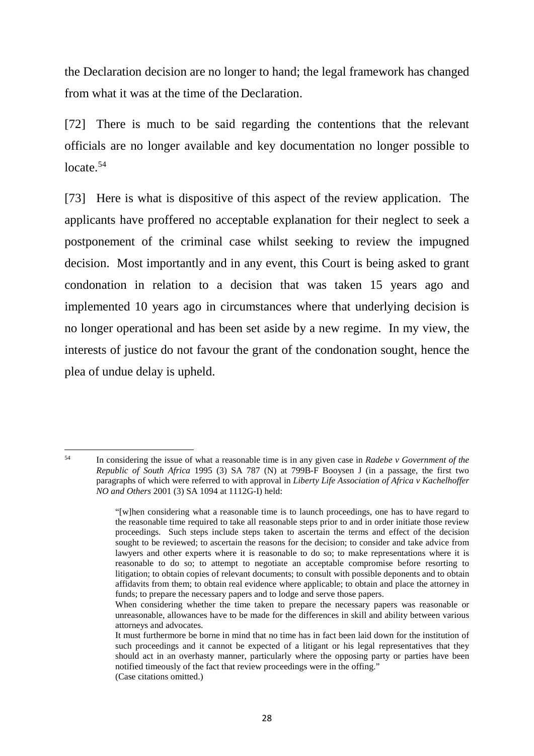the Declaration decision are no longer to hand; the legal framework has changed from what it was at the time of the Declaration.

[72] There is much to be said regarding the contentions that the relevant officials are no longer available and key documentation no longer possible to locate.[54]

[73] Here is what is dispositive of this aspect of the review application. The applicants have proffered no acceptable explanation for their neglect to seek a postponement of the criminal case whilst seeking to review the impugned decision. Most importantly and in any event, this Court is being asked to grant condonation in relation to a decision that was taken 15 years ago and implemented 10 years ago in circumstances where that underlying decision is no longer operational and has been set aside by a new regime. In my view, the interests of justice do not favour the grant of the condonation sought, hence the plea of undue delay is upheld.

---

[54] In considering the issue of what a reasonable time is in any given case in *Radebe v Government of the Republic of South Africa* 1995 (3) SA 787 (N) at 799B-F Booysen J (in a passage, the first two paragraphs of which were referred to with approval in *Liberty Life Association of Africa v Kachelhoffer NO and Others* 2001 (3) SA 1094 at 1112G-I) held:

> "[w]hen considering what a reasonable time is to launch proceedings, one has to have regard to the reasonable time required to take all reasonable steps prior to and in order initiate those review proceedings. Such steps include steps taken to ascertain the terms and effect of the decision sought to be reviewed; to ascertain the reasons for the decision; to consider and take advice from lawyers and other experts where it is reasonable to do so; to make representations where it is reasonable to do so; to attempt to negotiate an acceptable compromise before resorting to litigation; to obtain copies of relevant documents; to consult with possible deponents and to obtain affidavits from them; to obtain real evidence where applicable; to obtain and place the attorney in funds; to prepare the necessary papers and to lodge and serve those papers.
>
> When considering whether the time taken to prepare the necessary papers was reasonable or unreasonable, allowances have to be made for the differences in skill and ability between various attorneys and advocates.
>
> It must furthermore be borne in mind that no time has in fact been laid down for the institution of such proceedings and it cannot be expected of a litigant or his legal representatives that they should act in an overhasty manner, particularly where the opposing party or parties have been notified timeously of the fact that review proceedings were in the offing."
>
> (Case citations omitted.)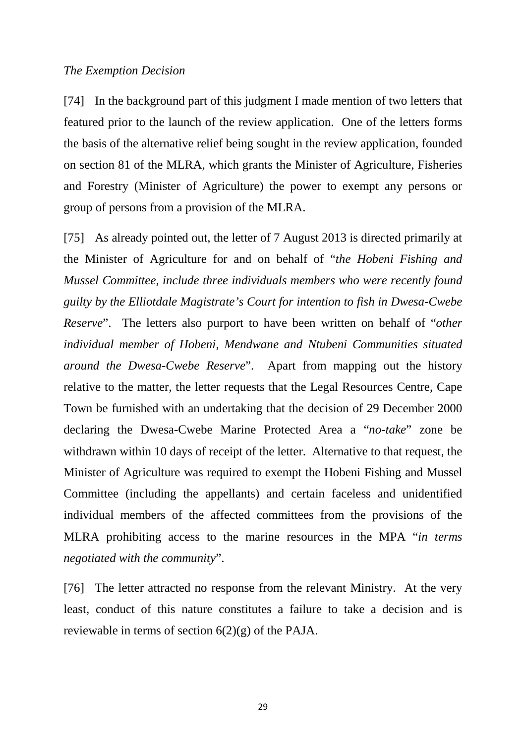*The Exemption Decision*

[74] In the background part of this judgment I made mention of two letters that featured prior to the launch of the review application. One of the letters forms the basis of the alternative relief being sought in the review application, founded on section 81 of the MLRA, which grants the Minister of Agriculture, Fisheries and Forestry (Minister of Agriculture) the power to exempt any persons or group of persons from a provision of the MLRA.

[75] As already pointed out, the letter of 7 August 2013 is directed primarily at the Minister of Agriculture for and on behalf of "*the Hobeni Fishing and Mussel Committee, include three individuals members who were recently found guilty by the Elliotdale Magistrate's Court for intention to fish in Dwesa-Cwebe Reserve*". The letters also purport to have been written on behalf of "*other individual member of Hobeni, Mendwane and Ntubeni Communities situated around the Dwesa-Cwebe Reserve*". Apart from mapping out the history relative to the matter, the letter requests that the Legal Resources Centre, Cape Town be furnished with an undertaking that the decision of 29 December 2000 declaring the Dwesa-Cwebe Marine Protected Area a "*no-take*" zone be withdrawn within 10 days of receipt of the letter. Alternative to that request, the Minister of Agriculture was required to exempt the Hobeni Fishing and Mussel Committee (including the appellants) and certain faceless and unidentified individual members of the affected committees from the provisions of the MLRA prohibiting access to the marine resources in the MPA "*in terms negotiated with the community*".

[76] The letter attracted no response from the relevant Ministry. At the very least, conduct of this nature constitutes a failure to take a decision and is reviewable in terms of section 6(2)(g) of the PAJA.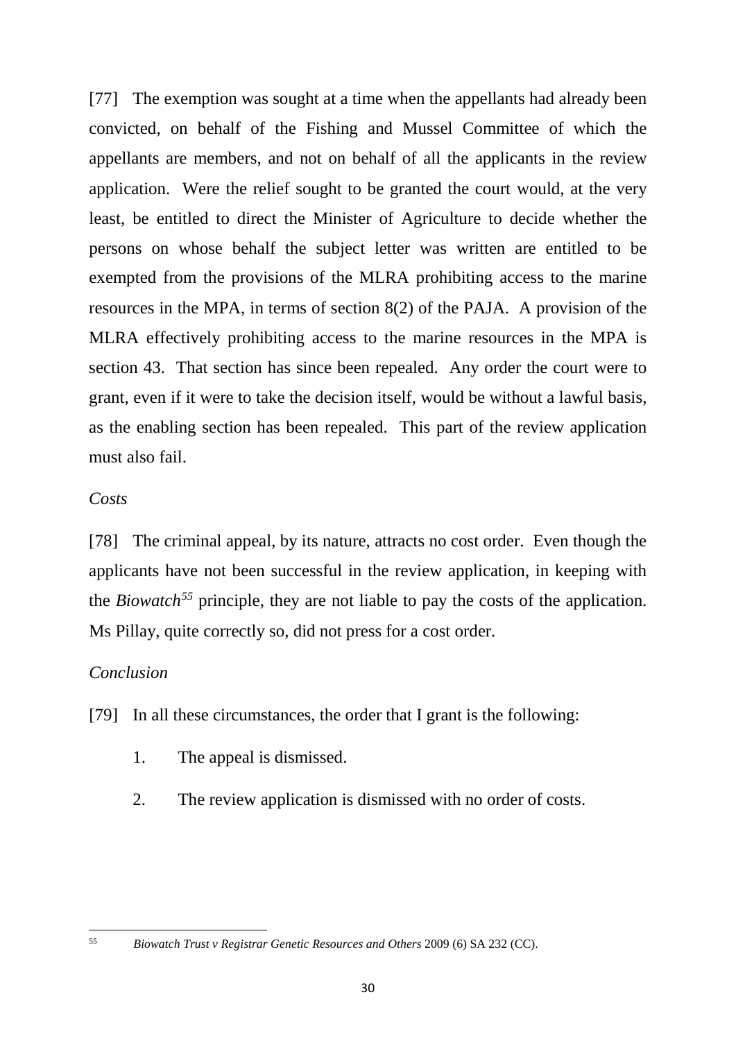[77] The exemption was sought at a time when the appellants had already been convicted, on behalf of the Fishing and Mussel Committee of which the appellants are members, and not on behalf of all the applicants in the review application. Were the relief sought to be granted the court would, at the very least, be entitled to direct the Minister of Agriculture to decide whether the persons on whose behalf the subject letter was written are entitled to be exempted from the provisions of the MLRA prohibiting access to the marine resources in the MPA, in terms of section 8(2) of the PAJA. A provision of the MLRA effectively prohibiting access to the marine resources in the MPA is section 43. That section has since been repealed. Any order the court were to grant, even if it were to take the decision itself, would be without a lawful basis, as the enabling section has been repealed. This part of the review application must also fail.

*Costs*

[78] The criminal appeal, by its nature, attracts no cost order. Even though the applicants have not been successful in the review application, in keeping with the *Biowatch*[55] principle, they are not liable to pay the costs of the application. Ms Pillay, quite correctly so, did not press for a cost order.

*Conclusion*

[79] In all these circumstances, the order that I grant is the following:

1. The appeal is dismissed.
2. The review application is dismissed with no order of costs.

---

[55] *Biowatch Trust v Registrar Genetic Resources and Others* 2009 (6) SA 232 (CC).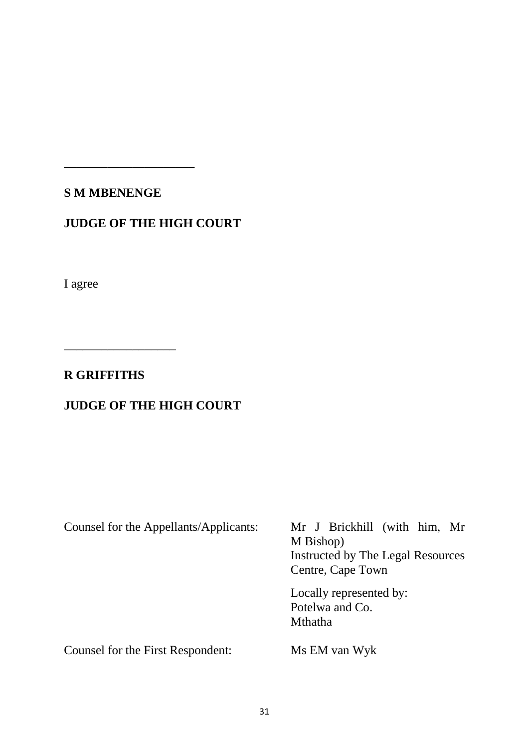_____________________

**S M MBENENGE**

**JUDGE OF THE HIGH COURT**

I agree

_________________

**R GRIFFITHS**

**JUDGE OF THE HIGH COURT**

| | |
|---|---|
| Counsel for the Appellants/Applicants: | Mr J Brickhill (with him, Mr M Bishop)<br>Instructed by The Legal Resources Centre, Cape Town<br><br>Locally represented by:<br>Potelwa and Co.<br>Mthatha |
| Counsel for the First Respondent: | Ms EM van Wyk |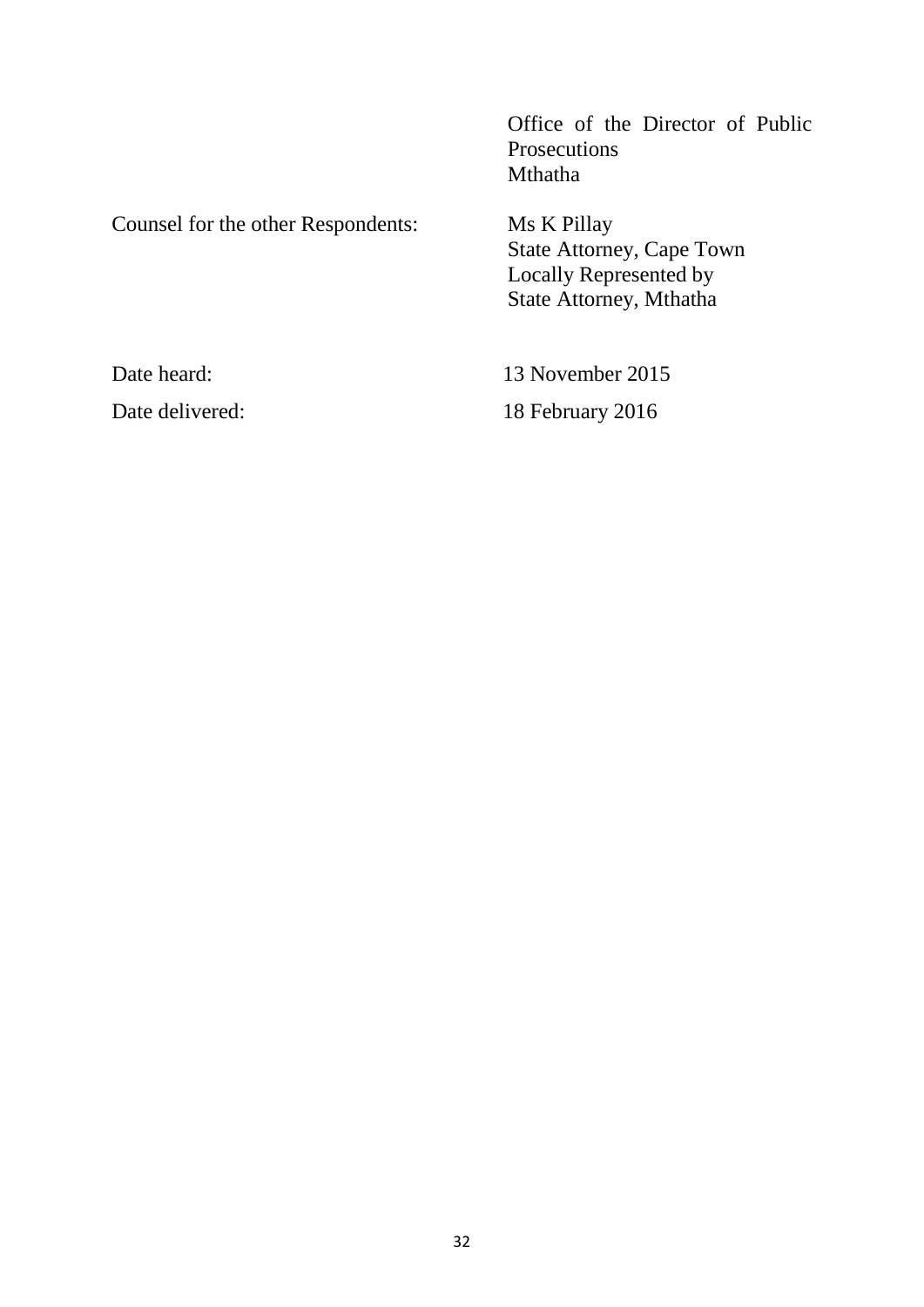Office of the Director of Public Prosecutions
Mthatha

| | |
|---|---|
| Counsel for the other Respondents: | Ms K Pillay<br>State Attorney, Cape Town<br>Locally Represented by<br>State Attorney, Mthatha |
| Date heard: | 13 November 2015 |
| Date delivered: | 18 February 2016 |